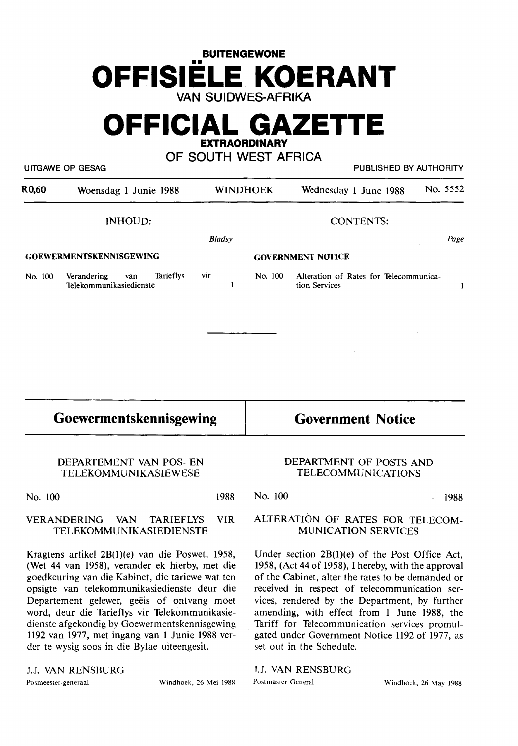# BUITENGEWONE OFFISIËLE KOERANT VAN SUIDWES-AFRIKA

# OFFICIAL GAZETTE EXTRAORDINARY OF SOUTH WEST AFRICA

UITGAWE OP GESAG — PUBLISHED BY AUTHORITY

| R0,60 | Woensdag 1 Junie 1988 | WINDHOEK | Wednesday 1 June 1988 | No. 5552 |
|---|---|---|---|---|

| INHOUD: | | | CONTENTS: | | |
|---|---|---|---|---|---|
| | | *Bladsy* | | | *Page* |
| **GOEWERMENTSKENNISGEWING** | | | **GOVERNMENT NOTICE** | | |
| No. 100 | Verandering van Tarieflys vir Telekommunikasiedienste | 1 | No. 100 | Alteration of Rates for Telecommunication Services | 1 |

---

## Goewermentskennisgewing

### DEPARTEMENT VAN POS- EN TELEKOMMUNIKASIEWESE

No. 100 — 1988

### VERANDERING VAN TARIEFLYS VIR TELEKOMMUNIKASIEDIENSTE

Kragtens artikel 2B(1)(e) van die Poswet, 1958, (Wet 44 van 1958), verander ek hierby, met die goedkeuring van die Kabinet, die tariewe wat ten opsigte van telekommunikasiedienste deur die Departement gelewer, geëis of ontvang moet word, deur die Tarieflys vir Telekommunikasiedienste afgekondig by Goewermentskennisgewing 1192 van 1977, met ingang van 1 Junie 1988 verder te wysig soos in die Bylae uiteengesit.

J.J. VAN RENSBURG
Posmeester-generaal — Windhoek, 26 Mei 1988

## Government Notice

### DEPARTMENT OF POSTS AND TELECOMMUNICATIONS

No. 100 — 1988

### ALTERATION OF RATES FOR TELECOMMUNICATION SERVICES

Under section 2B(1)(e) of the Post Office Act, 1958, (Act 44 of 1958), I hereby, with the approval of the Cabinet, alter the rates to be demanded or received in respect of telecommunication services, rendered by the Department, by further amending, with effect from 1 June 1988, the Tariff for Telecommunication services promulgated under Government Notice 1192 of 1977, as set out in the Schedule.

J.J. VAN RENSBURG
Postmaster General — Windhoek, 26 May 1988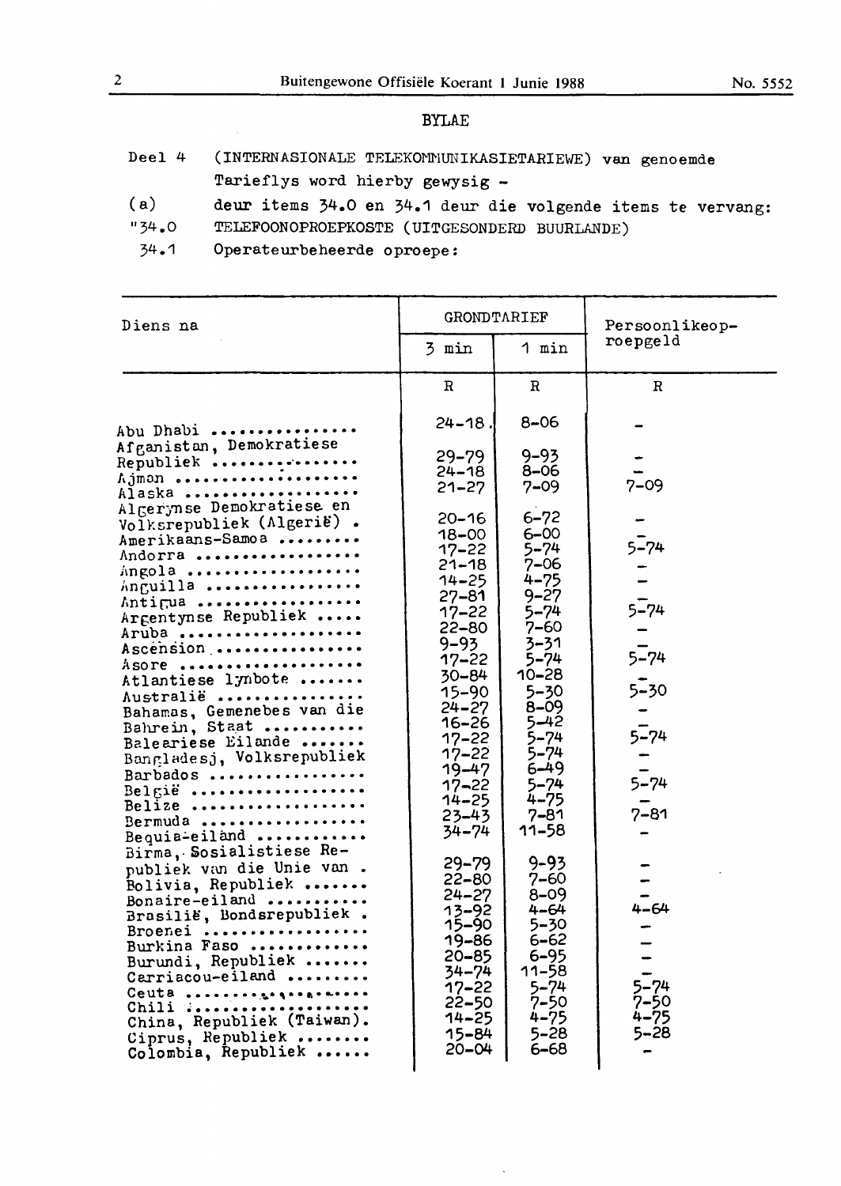## BYLAE

Deel 4 (INTERNASIONALE TELEKOMMUNIKASIETARIEWE) van genoemde Tarieflys word hierby gewysig -

(a) deur items 34.0 en 34.1 deur die volgende items te vervang:

"34.0 TELEFOONOPROEPKOSTE (UITGESONDERD BUURLANDE)

34.1 Operateurbeheerde oproepe:

| Diens na | GRONDTARIEF | | Persoonlikeoproepgeld |
|---|---|---|---|
| | 3 min | 1 min | |
| | R | R | R |
| Abu Dhabi | 24-18 | 8-06 | - |
| Afganistan, Demokratiese Republiek | 29-79 | 9-93 | - |
| Ajman | 24-18 | 8-06 | - |
| Alaska | 21-27 | 7-09 | 7-09 |
| Algerynse Demokratiese en Volksrepubliek (Algerië) | 20-16 | 6-72 | - |
| Amerikaans-Samoa | 18-00 | 6-00 | - |
| Andorra | 17-22 | 5-74 | 5-74 |
| Angola | 21-18 | 7-06 | - |
| Anguilla | 14-25 | 4-75 | - |
| Antigua | 27-81 | 9-27 | - |
| Argentynse Republiek | 17-22 | 5-74 | 5-74 |
| Aruba | 22-80 | 7-60 | - |
| Ascension | 9-93 | 3-31 | - |
| Asore | 17-22 | 5-74 | 5-74 |
| Atlantiese lynbote | 30-84 | 10-28 | - |
| Australië | 15-90 | 5-30 | 5-30 |
| Bahamas, Gemenebes van die | 24-27 | 8-09 | - |
| Bahrein, Staat | 16-26 | 5-42 | - |
| Baleariese Eilande | 17-22 | 5-74 | 5-74 |
| Bangladesj, Volksrepubliek | 17-22 | 5-74 | - |
| Barbados | 19-47 | 6-49 | - |
| België | 17-22 | 5-74 | 5-74 |
| Belize | 14-25 | 4-75 | - |
| Bermuda | 23-43 | 7-81 | 7-81 |
| Bequia-eiland | 34-74 | 11-58 | - |
| Birma, Sosialistiese Republiek van die Unie van | 29-79 | 9-93 | - |
| Bolivia, Republiek | 22-80 | 7-60 | - |
| Bonaire-eiland | 24-27 | 8-09 | - |
| Brasilië, Bondsrepubliek | 13-92 | 4-64 | 4-64 |
| Broenei | 15-90 | 5-30 | - |
| Burkina Faso | 19-86 | 6-62 | - |
| Burundi, Republiek | 20-85 | 6-95 | - |
| Carriacou-eiland | 34-74 | 11-58 | - |
| Ceuta | 17-22 | 5-74 | 5-74 |
| Chili | 22-50 | 7-50 | 7-50 |
| China, Republiek (Taiwan) | 14-25 | 4-75 | 4-75 |
| Ciprus, Republiek | 15-84 | 5-28 | 5-28 |
| Colombia, Republiek | 20-04 | 6-68 | - |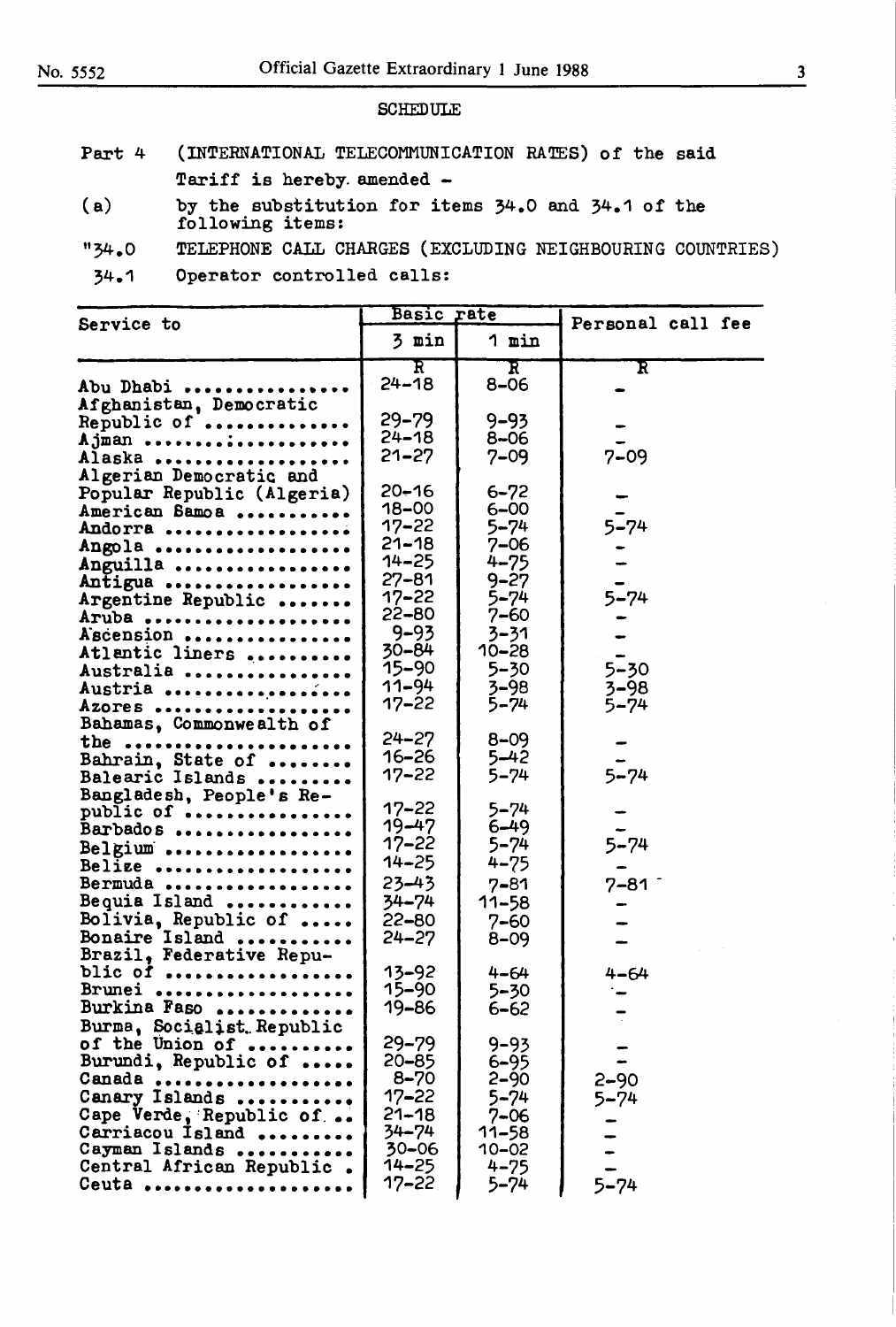## SCHEDULE

Part 4 (INTERNATIONAL TELECOMMUNICATION RATES) of the said Tariff is hereby amended -

(a) by the substitution for items 34.0 and 34.1 of the following items:

"34.0 TELEPHONE CALL CHARGES (EXCLUDING NEIGHBOURING COUNTRIES)

34.1 Operator controlled calls:

| Service to | Basic rate | | Personal call fee |
|---|---|---|---|
| | 3 min | 1 min | |
| | R | R | R |
| Abu Dhabi | 24-18 | 8-06 | - |
| Afghanistan, Democratic Republic of | 29-79 | 9-93 | - |
| Ajman | 24-18 | 8-06 | - |
| Alaska | 21-27 | 7-09 | 7-09 |
| Algerian Democratic and Popular Republic (Algeria) | 20-16 | 6-72 | - |
| American Samoa | 18-00 | 6-00 | - |
| Andorra | 17-22 | 5-74 | 5-74 |
| Angola | 21-18 | 7-06 | - |
| Anguilla | 14-25 | 4-75 | - |
| Antigua | 27-81 | 9-27 | - |
| Argentine Republic | 17-22 | 5-74 | 5-74 |
| Aruba | 22-80 | 7-60 | - |
| Ascension | 9-93 | 3-31 | - |
| Atlantic liners | 30-84 | 10-28 | - |
| Australia | 15-90 | 5-30 | 5-30 |
| Austria | 11-94 | 3-98 | 3-98 |
| Azores | 17-22 | 5-74 | 5-74 |
| Bahamas, Commonwealth of the | 24-27 | 8-09 | - |
| Bahrain, State of | 16-26 | 5-42 | - |
| Balearic Islands | 17-22 | 5-74 | 5-74 |
| Bangladesh, People's Republic of | 17-22 | 5-74 | - |
| Barbados | 19-47 | 6-49 | - |
| Belgium | 17-22 | 5-74 | 5-74 |
| Belize | 14-25 | 4-75 | - |
| Bermuda | 23-43 | 7-81 | 7-81 |
| Bequia Island | 34-74 | 11-58 | - |
| Bolivia, Republic of | 22-80 | 7-60 | - |
| Bonaire Island | 24-27 | 8-09 | - |
| Brazil, Federative Republic of | 13-92 | 4-64 | 4-64 |
| Brunei | 15-90 | 5-30 | - |
| Burkina Faso | 19-86 | 6-62 | - |
| Burma, Socialist Republic of the Union of | 29-79 | 9-93 | - |
| Burundi, Republic of | 20-85 | 6-95 | - |
| Canada | 8-70 | 2-90 | 2-90 |
| Canary Islands | 17-22 | 5-74 | 5-74 |
| Cape Verde, Republic of | 21-18 | 7-06 | - |
| Carriacou Island | 34-74 | 11-58 | - |
| Cayman Islands | 30-06 | 10-02 | - |
| Central African Republic | 14-25 | 4-75 | - |
| Ceuta | 17-22 | 5-74 | 5-74 |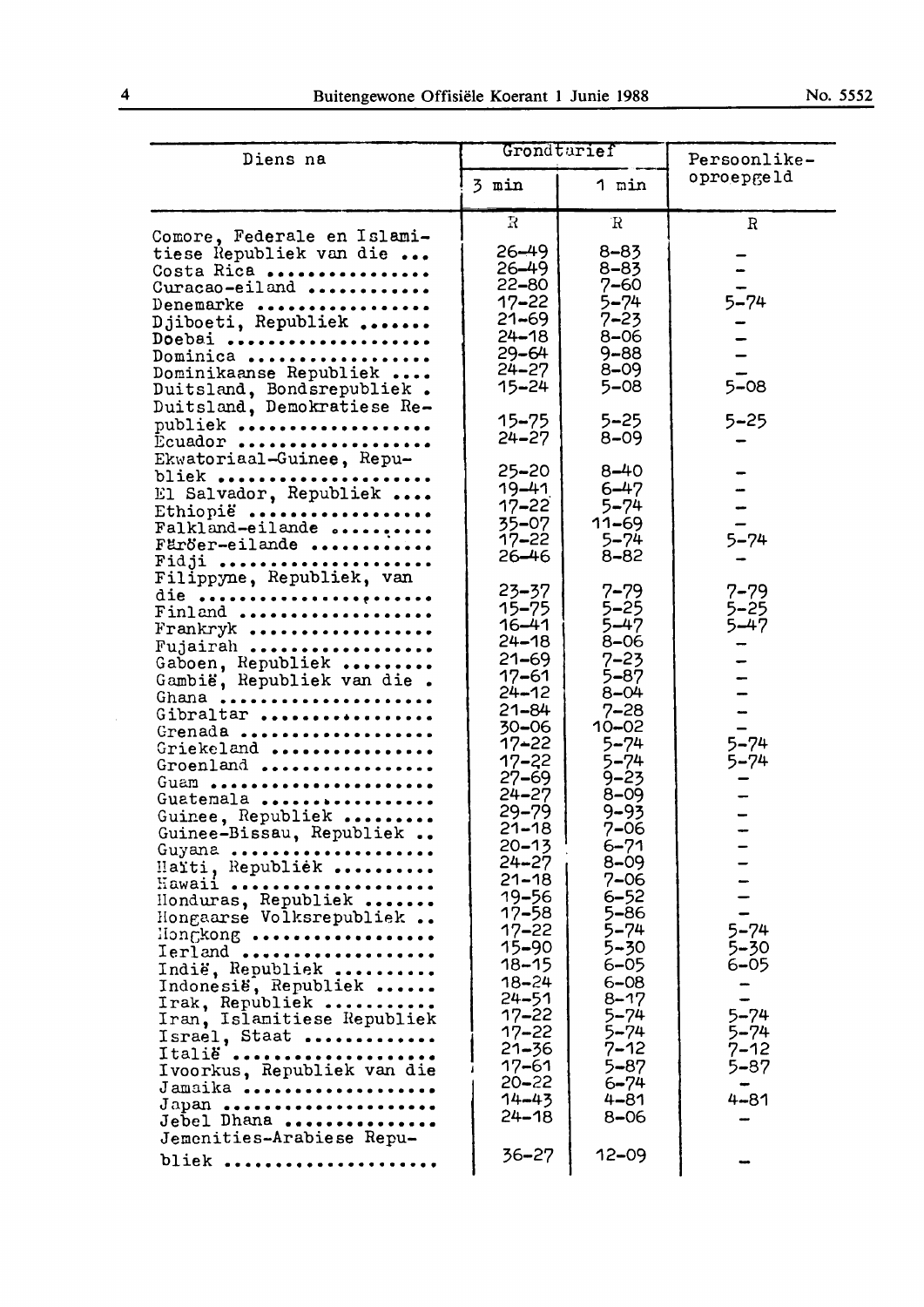| Diens na | Grondtarief | | Persoonlike-oproepgeld |
|---|---|---|---|
| | 3 min | 1 min | |
| | R | R | R |
| Comore, Federale en Islamitiese Republiek van die ... | 26-49 | 8-83 | - |
| Costa Rica ................ | 26-49 | 8-83 | - |
| Curacao-eiland ............ | 22-80 | 7-60 | - |
| Denemarke ................. | 17-22 | 5-74 | 5-74 |
| Djiboeti, Republiek ....... | 21-69 | 7-23 | - |
| Doebai .................... | 24-18 | 8-06 | - |
| Dominica .................. | 29-64 | 9-88 | - |
| Dominikaanse Republiek .... | 24-27 | 8-09 | - |
| Duitsland, Bondsrepubliek . | 15-24 | 5-08 | 5-08 |
| Duitsland, Demokratiese Republiek .................... | 15-75 | 5-25 | 5-25 |
| Ecuador ................... | 24-27 | 8-09 | - |
| Ekwatoriaal-Guinee, Republiek ..................... | 25-20 | 8-40 | - |
| El Salvador, Republiek .... | 19-41 | 6-47 | - |
| Ethiopië .................. | 17-22 | 5-74 | - |
| Falkland-eilande .......... | 35-07 | 11-69 | - |
| Färöer-eilande ............ | 17-22 | 5-74 | 5-74 |
| Fidji ..................... | 26-46 | 8-82 | - |
| Filippyne, Republiek, van die ....................... | 23-37 | 7-79 | 7-79 |
| Finland ................... | 15-75 | 5-25 | 5-25 |
| Frankryk .................. | 16-41 | 5-47 | 5-47 |
| Fujairah .................. | 24-18 | 8-06 | - |
| Gaboen, Republiek ......... | 21-69 | 7-23 | - |
| Gambië, Republiek van die . | 17-61 | 5-87 | - |
| Ghana ..................... | 24-12 | 8-04 | - |
| Gibraltar ................. | 21-84 | 7-28 | - |
| Grenada ................... | 30-06 | 10-02 | - |
| Griekeland ................ | 17-22 | 5-74 | 5-74 |
| Groenland ................. | 17-22 | 5-74 | 5-74 |
| Guam ...................... | 27-69 | 9-23 | - |
| Guatemala ................. | 24-27 | 8-09 | - |
| Guinee, Republiek ......... | 29-79 | 9-93 | - |
| Guinee-Bissau, Republiek .. | 21-18 | 7-06 | - |
| Guyana .................... | 20-13 | 6-71 | - |
| Haïti, Republiek .......... | 24-27 | 8-09 | - |
| Hawaii .................... | 21-18 | 7-06 | - |
| Honduras, Republiek ....... | 19-56 | 6-52 | - |
| Hongaarse Volksrepubliek .. | 17-58 | 5-86 | - |
| Hongkong .................. | 17-22 | 5-74 | 5-74 |
| Ierland ................... | 15-90 | 5-30 | 5-30 |
| Indië, Republiek .......... | 18-15 | 6-05 | 6-05 |
| Indonesië, Republiek ...... | 18-24 | 6-08 | - |
| Irak, Republiek ........... | 24-51 | 8-17 | - |
| Iran, Islamitiese Republiek | 17-22 | 5-74 | 5-74 |
| Israel, Staat ............. | 17-22 | 5-74 | 5-74 |
| Italië .................... | 21-36 | 7-12 | 7-12 |
| Ivoorkus, Republiek van die | 17-61 | 5-87 | 5-87 |
| Jamaika ................... | 20-22 | 6-74 | - |
| Japan ..................... | 14-43 | 4-81 | 4-81 |
| Jebel Dhana ............... | 24-18 | 8-06 | - |
| Jemenities-Arabiese Republiek ..................... | 36-27 | 12-09 | - |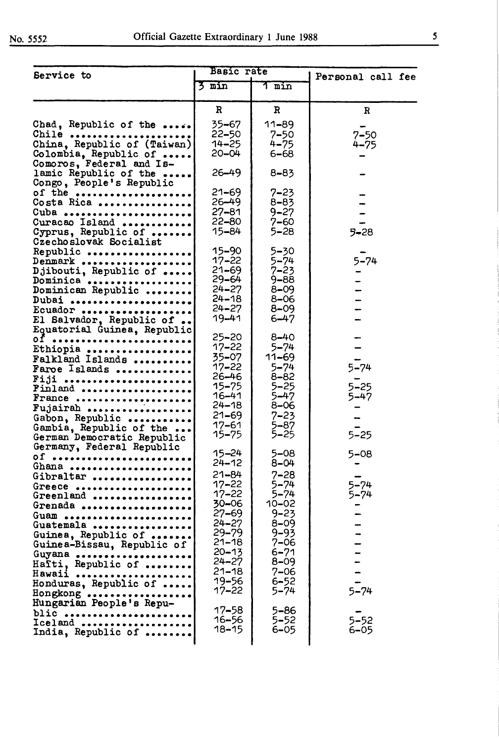| Service to | Basic rate | | Personal call fee |
|---|---|---|---|
| | 3 min | 1 min | |
| | R | R | R |
| Chad, Republic of the | 35-67 | 11-89 | – |
| Chile | 22-50 | 7-50 | 7-50 |
| China, Republic of (Taiwan) | 14-25 | 4-75 | 4-75 |
| Colombia, Republic of | 20-04 | 6-68 | – |
| Comoros, Federal and Islamic Republic of the | 26-49 | 8-83 | – |
| Congo, People's Republic of the | 21-69 | 7-23 | – |
| Costa Rica | 26-49 | 8-83 | – |
| Cuba | 27-81 | 9-27 | – |
| Curacao Island | 22-80 | 7-60 | – |
| Cyprus, Republic of | 15-84 | 5-28 | 5-28 |
| Czechoslovak Socialist Republic | 15-90 | 5-30 | – |
| Denmark | 17-22 | 5-74 | 5-74 |
| Djibouti, Republic of | 21-69 | 7-23 | – |
| Dominica | 29-64 | 9-88 | – |
| Dominican Republic | 24-27 | 8-09 | – |
| Dubai | 24-18 | 8-06 | – |
| Ecuador | 24-27 | 8-09 | – |
| El Salvador, Republic of | 19-41 | 6-47 | – |
| Equatorial Guinea, Republic of | 25-20 | 8-40 | – |
| Ethiopia | 17-22 | 5-74 | – |
| Falkland Islands | 35-07 | 11-69 | – |
| Faroe Islands | 17-22 | 5-74 | 5-74 |
| Fiji | 26-46 | 8-82 | – |
| Finland | 15-75 | 5-25 | 5-25 |
| France | 16-41 | 5-47 | 5-47 |
| Fujairah | 24-18 | 8-06 | – |
| Gabon, Republic | 21-69 | 7-23 | – |
| Gambia, Republic of the | 17-61 | 5-87 | – |
| German Democratic Republic | 15-75 | 5-25 | 5-25 |
| Germany, Federal Republic of | 15-24 | 5-08 | 5-08 |
| Ghana | 24-12 | 8-04 | – |
| Gibraltar | 21-84 | 7-28 | – |
| Greece | 17-22 | 5-74 | 5-74 |
| Greenland | 17-22 | 5-74 | 5-74 |
| Grenada | 30-06 | 10-02 | – |
| Guam | 27-69 | 9-23 | – |
| Guatemala | 24-27 | 8-09 | – |
| Guinea, Republic of | 29-79 | 9-93 | – |
| Guinea-Bissau, Republic of | 21-18 | 7-06 | – |
| Guyana | 20-13 | 6-71 | – |
| Haïti, Republic of | 24-27 | 8-09 | – |
| Hawaii | 21-18 | 7-06 | – |
| Honduras, Republic of | 19-56 | 6-52 | – |
| Hongkong | 17-22 | 5-74 | 5-74 |
| Hungarian People's Republic | 17-58 | 5-86 | – |
| Iceland | 16-56 | 5-52 | 5-52 |
| India, Republic of | 18-15 | 6-05 | 6-05 |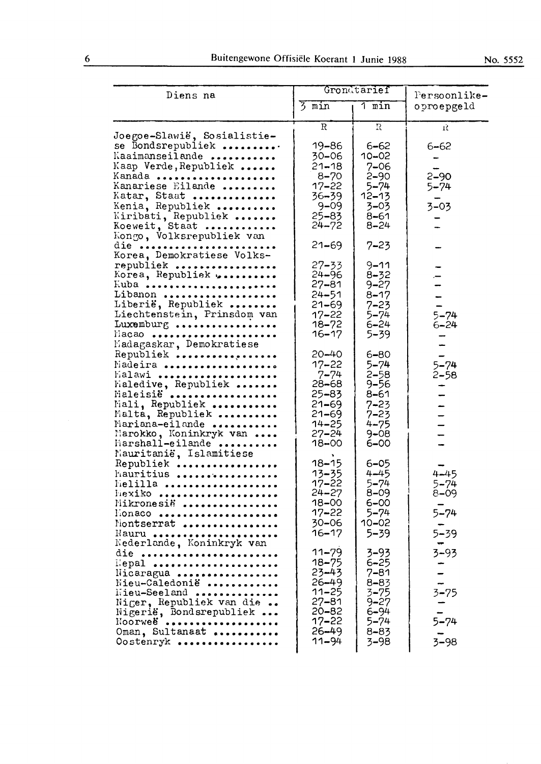| Diens na | Grondtarief | | Persoonlike-oproepgeld |
|---|---|---|---|
| | 3 min | 1 min | |
| | R | R | R |
| Joegoe-Slawië, Sosialistiese Bondsrepubliek | 19-86 | 6-62 | 6-62 |
| Kaaimanseilande | 30-06 | 10-02 | – |
| Kaap Verde, Republiek | 21-18 | 7-06 | – |
| Kanada | 8-70 | 2-90 | 2-90 |
| Kanariese Eilande | 17-22 | 5-74 | 5-74 |
| Katar, Staat | 36-39 | 12-13 | – |
| Kenia, Republiek | 9-09 | 3-03 | 3-03 |
| Kiribati, Republiek | 25-83 | 8-61 | – |
| Koeweit, Staat | 24-72 | 8-24 | – |
| Kongo, Volksrepubliek van die | 21-69 | 7-23 | – |
| Korea, Demokratiese Volksrepubliek | 27-33 | 9-11 | – |
| Korea, Republiek | 24-96 | 8-32 | – |
| Kuba | 27-81 | 9-27 | – |
| Libanon | 24-51 | 8-17 | – |
| Liberië, Republiek | 21-69 | 7-23 | – |
| Liechtenstein, Prinsdom van | 17-22 | 5-74 | 5-74 |
| Luxemburg | 18-72 | 6-24 | 6-24 |
| Macao | 16-17 | 5-39 | – |
| Madagaskar, Demokratiese Republiek | 20-40 | 6-80 | – |
| Madeira | 17-22 | 5-74 | 5-74 |
| Malawi | 7-74 | 2-58 | 2-58 |
| Maledive, Republiek | 28-68 | 9-56 | – |
| Maleisië | 25-83 | 8-61 | – |
| Mali, Republiek | 21-69 | 7-23 | – |
| Malta, Republiek | 21-69 | 7-23 | – |
| Mariana-eilande | 14-25 | 4-75 | – |
| Marokko, Koninkryk van | 27-24 | 9-08 | – |
| Marshall-eilande | 18-00 | 6-00 | – |
| Mauritanië, Islamitiese Republiek | 18-15 | 6-05 | – |
| Mauritius | 13-35 | 4-45 | 4-45 |
| Melilla | 17-22 | 5-74 | 5-74 |
| Mexiko | 24-27 | 8-09 | 8-09 |
| Mikronesië | 18-00 | 6-00 | – |
| Monaco | 17-22 | 5-74 | 5-74 |
| Montserrat | 30-06 | 10-02 | – |
| Nauru | 16-17 | 5-39 | 5-39 |
| Nederlande, Koninkryk van die | 11-79 | 3-93 | 3-93 |
| Nepal | 18-75 | 6-25 | – |
| Nicaragua | 23-43 | 7-81 | – |
| Nieu-Caledonië | 26-49 | 8-83 | – |
| Nieu-Seeland | 11-25 | 3-75 | 3-75 |
| Niger, Republiek van die | 27-81 | 9-27 | – |
| Nigerië, Bondsrepubliek | 20-82 | 6-94 | – |
| Noorweë | 17-22 | 5-74 | 5-74 |
| Oman, Sultanaat | 26-49 | 8-83 | – |
| Oostenryk | 11-94 | 3-98 | 3-98 |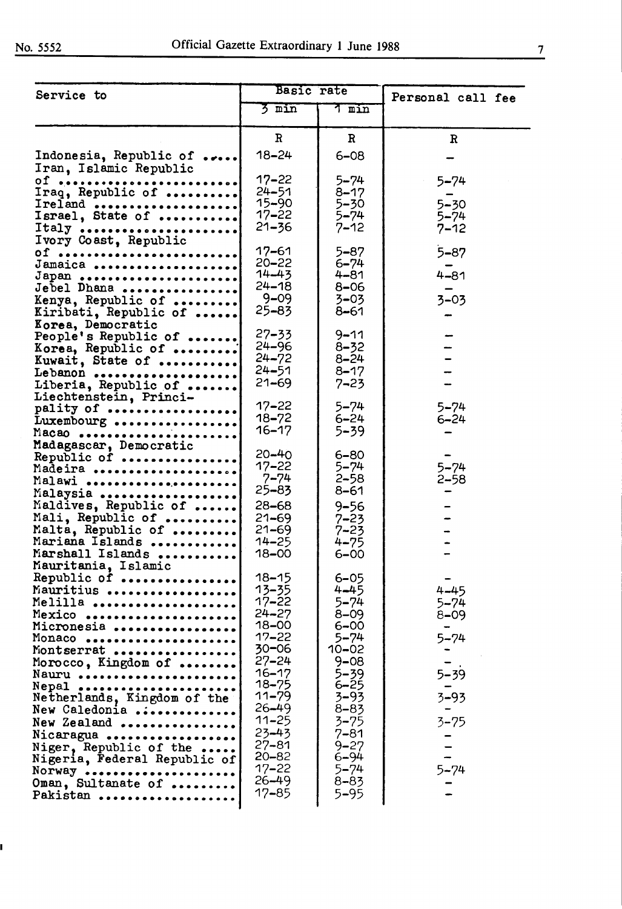| Service to | Basic rate | | Personal call fee |
|---|---|---|---|
| | 3 min | 1 min | |
| | R | R | R |
| Indonesia, Republic of | 18-24 | 6-08 | - |
| Iran, Islamic Republic of | 17-22 | 5-74 | 5-74 |
| Iraq, Republic of | 24-51 | 8-17 | - |
| Ireland | 15-90 | 5-30 | 5-30 |
| Israel, State of | 17-22 | 5-74 | 5-74 |
| Italy | 21-36 | 7-12 | 7-12 |
| Ivory Coast, Republic of | 17-61 | 5-87 | 5-87 |
| Jamaica | 20-22 | 6-74 | - |
| Japan | 14-43 | 4-81 | 4-81 |
| Jebel Dhana | 24-18 | 8-06 | - |
| Kenya, Republic of | 9-09 | 3-03 | 3-03 |
| Kiribati, Republic of | 25-83 | 8-61 | - |
| Korea, Democratic People's Republic of | 27-33 | 9-11 | - |
| Korea, Republic of | 24-96 | 8-32 | - |
| Kuwait, State of | 24-72 | 8-24 | - |
| Lebanon | 24-51 | 8-17 | - |
| Liberia, Republic of | 21-69 | 7-23 | - |
| Liechtenstein, Principality of | 17-22 | 5-74 | 5-74 |
| Luxembourg | 18-72 | 6-24 | 6-24 |
| Macao | 16-17 | 5-39 | - |
| Madagascar, Democratic Republic of | 20-40 | 6-80 | - |
| Madeira | 17-22 | 5-74 | 5-74 |
| Malawi | 7-74 | 2-58 | 2-58 |
| Malaysia | 25-83 | 8-61 | - |
| Maldives, Republic of | 28-68 | 9-56 | - |
| Mali, Republic of | 21-69 | 7-23 | - |
| Malta, Republic of | 21-69 | 7-23 | - |
| Mariana Islands | 14-25 | 4-75 | - |
| Marshall Islands | 18-00 | 6-00 | - |
| Mauritania, Islamic Republic of | 18-15 | 6-05 | - |
| Mauritius | 13-35 | 4-45 | 4-45 |
| Melilla | 17-22 | 5-74 | 5-74 |
| Mexico | 24-27 | 8-09 | 8-09 |
| Micronesia | 18-00 | 6-00 | - |
| Monaco | 17-22 | 5-74 | 5-74 |
| Montserrat | 30-06 | 10-02 | - |
| Morocco, Kingdom of | 27-24 | 9-08 | - |
| Nauru | 16-17 | 5-39 | 5-39 |
| Nepal | 18-75 | 6-25 | - |
| Netherlands, Kingdom of the | 11-79 | 3-93 | 3-93 |
| New Caledonia | 26-49 | 8-83 | - |
| New Zealand | 11-25 | 3-75 | 3-75 |
| Nicaragua | 23-43 | 7-81 | - |
| Niger, Republic of the | 27-81 | 9-27 | - |
| Nigeria, Federal Republic of | 20-82 | 6-94 | - |
| Norway | 17-22 | 5-74 | 5-74 |
| Oman, Sultanate of | 26-49 | 8-83 | - |
| Pakistan | 17-85 | 5-95 | - |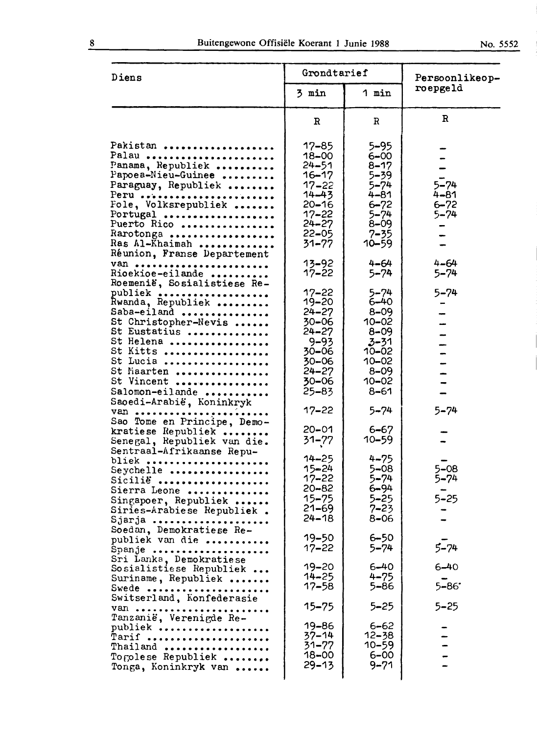| Diens | Grondtarief | | Persoonlikeoproepgeld |
|---|---|---|---|
| | 3 min | 1 min | |
| | R | R | R |
| Pakistan | 17-85 | 5-95 | – |
| Palau | 18-00 | 6-00 | – |
| Panama, Republiek | 24-51 | 8-17 | – |
| Papoea-Nieu-Guinee | 16-17 | 5-39 | – |
| Paraguay, Republiek | 17-22 | 5-74 | 5-74 |
| Peru | 14-43 | 4-81 | 4-81 |
| Pole, Volksrepubliek | 20-16 | 6-72 | 6-72 |
| Portugal | 17-22 | 5-74 | 5-74 |
| Puerto Rico | 24-27 | 8-09 | – |
| Rarotonga | 22-05 | 7-35 | – |
| Ras Al-Khaimah | 31-77 | 10-59 | – |
| Réunion, Franse Departement van | 13-92 | 4-64 | 4-64 |
| Rioekioe-eilande | 17-22 | 5-74 | 5-74 |
| Roemenië, Sosialistiese Republiek | 17-22 | 5-74 | 5-74 |
| Rwanda, Republiek | 19-20 | 6-40 | – |
| Saba-eiland | 24-27 | 8-09 | – |
| St Christopher-Nevis | 30-06 | 10-02 | – |
| St Eustatius | 24-27 | 8-09 | – |
| St Helena | 9-93 | 3-31 | – |
| St Kitts | 30-06 | 10-02 | – |
| St Lucia | 30-06 | 10-02 | – |
| St Maarten | 24-27 | 8-09 | – |
| St Vincent | 30-06 | 10-02 | – |
| Salomon-eilande | 25-83 | 8-61 | – |
| Saoedi-Arabië, Koninkryk van | 17-22 | 5-74 | 5-74 |
| Sao Tome en Principe, Demokratiese Republiek | 20-01 | 6-67 | – |
| Senegal, Republiek van die. | 31-77 | 10-59 | – |
| Sentraal-Afrikaanse Republiek | 14-25 | 4-75 | – |
| Seychelle | 15-24 | 5-08 | 5-08 |
| Sicilië | 17-22 | 5-74 | 5-74 |
| Sierra Leone | 20-82 | 6-94 | – |
| Singapoer, Republiek | 15-75 | 5-25 | 5-25 |
| Siries-Arabiese Republiek. | 21-69 | 7-23 | – |
| Sjarja | 24-18 | 8-06 | – |
| Soedan, Demokratiese Republiek van die | 19-50 | 6-50 | – |
| Spanje | 17-22 | 5-74 | 5-74 |
| Sri Lanka, Demokratiese Sosialistiese Republiek | 19-20 | 6-40 | 6-40 |
| Suriname, Republiek | 14-25 | 4-75 | – |
| Swede | 17-58 | 5-86 | 5-86 |
| Switserland, Konfederasie van | 15-75 | 5-25 | 5-25 |
| Tanzanië, Verenigde Republiek | 19-86 | 6-62 | – |
| Tarif | 37-14 | 12-38 | – |
| Thailand | 31-77 | 10-59 | – |
| Togolese Republiek | 18-00 | 6-00 | – |
| Tonga, Koninkryk van | 29-13 | 9-71 | – |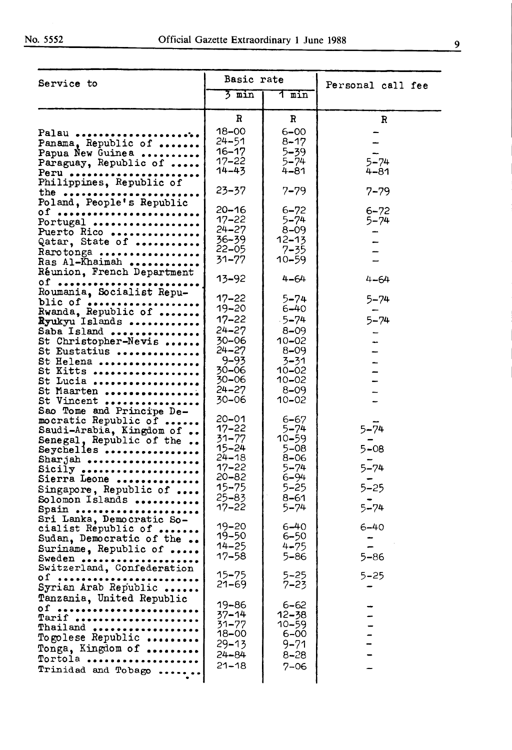| Service to | Basic rate | | Personal call fee |
|---|---|---|---|
| | 3 min | 1 min | |
| | R | R | R |
| Palau | 18-00 | 6-00 | – |
| Panama, Republic of | 24-51 | 8-17 | – |
| Papua New Guinea | 16-17 | 5-39 | – |
| Paraguay, Republic of | 17-22 | 5-74 | 5-74 |
| Peru | 14-43 | 4-81 | 4-81 |
| Philippines, Republic of the | 23-37 | 7-79 | 7-79 |
| Poland, People's Republic of | 20-16 | 6-72 | 6-72 |
| Portugal | 17-22 | 5-74 | 5-74 |
| Puerto Rico | 24-27 | 8-09 | – |
| Qatar, State of | 36-39 | 12-13 | – |
| Rarotonga | 22-05 | 7-35 | – |
| Ras Al-Khaimah | 31-77 | 10-59 | – |
| Réunion, French Department of | 13-92 | 4-64 | 4-64 |
| Roumania, Socialist Republic of | 17-22 | 5-74 | 5-74 |
| Rwanda, Republic of | 19-20 | 6-40 | – |
| Ryukyu Islands | 17-22 | 5-74 | 5-74 |
| Saba Island | 24-27 | 8-09 | – |
| St Christopher-Nevis | 30-06 | 10-02 | – |
| St Eustatius | 24-27 | 8-09 | – |
| St Helena | 9-93 | 3-31 | – |
| St Kitts | 30-06 | 10-02 | – |
| St Lucia | 30-06 | 10-02 | – |
| St Maarten | 24-27 | 8-09 | – |
| St Vincent | 30-06 | 10-02 | – |
| Sao Tome and Principe Democratic Republic of | 20-01 | 6-67 | – |
| Saudi-Arabia, Kingdom of | 17-22 | 5-74 | 5-74 |
| Senegal, Republic of the | 31-77 | 10-59 | – |
| Seychelles | 15-24 | 5-08 | 5-08 |
| Sharjah | 24-18 | 8-06 | – |
| Sicily | 17-22 | 5-74 | 5-74 |
| Sierra Leone | 20-82 | 6-94 | – |
| Singapore, Republic of | 15-75 | 5-25 | 5-25 |
| Solomon Islands | 25-83 | 8-61 | – |
| Spain | 17-22 | 5-74 | 5-74 |
| Sri Lanka, Democratic Socialist Republic of | 19-20 | 6-40 | 6-40 |
| Sudan, Democratic of the | 19-50 | 6-50 | – |
| Suriname, Republic of | 14-25 | 4-75 | – |
| Sweden | 17-58 | 5-86 | 5-86 |
| Switzerland, Confederation of | 15-75 | 5-25 | 5-25 |
| Syrian Arab Republic | 21-69 | 7-23 | – |
| Tanzania, United Republic of | 19-86 | 6-62 | – |
| Tarif | 37-14 | 12-38 | – |
| Thailand | 31-77 | 10-59 | – |
| Togolese Republic | 18-00 | 6-00 | – |
| Tonga, Kingdom of | 29-13 | 9-71 | – |
| Tortola | 24-84 | 8-28 | – |
| Trinidad and Tobago | 21-18 | 7-06 | – |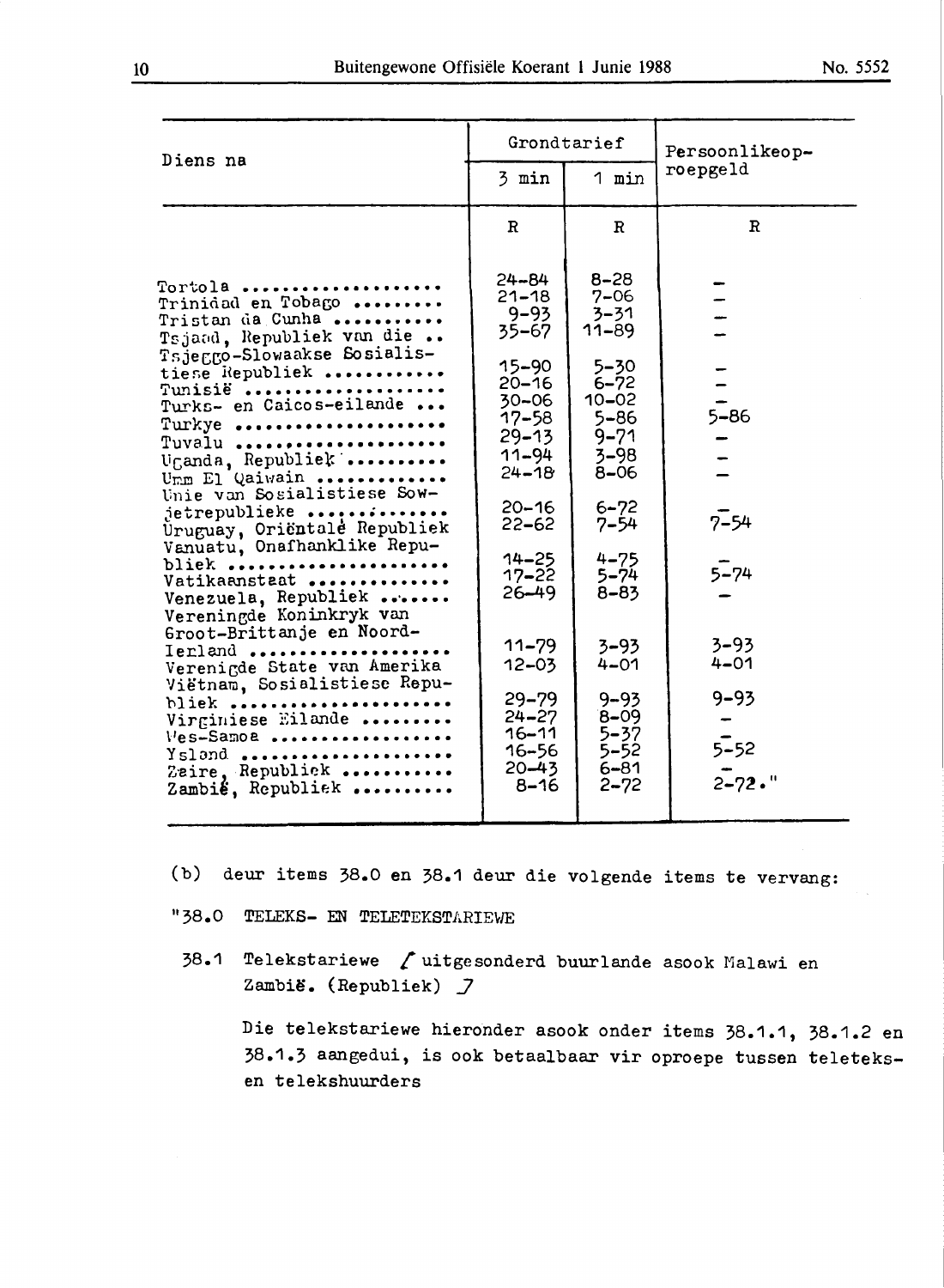| Diens na | Grondtarief | | Persoonlikeoproepgeld |
|---|---|---|---|
| | 3 min | 1 min | |
| | R | R | R |
| Tortola | 24-84 | 8-28 | – |
| Trinidad en Tobago | 21-18 | 7-06 | – |
| Tristan da Cunha | 9-93 | 3-31 | – |
| Tsjaad, Republiek van die | 35-67 | 11-89 | – |
| Tsjeggo-Slowaakse Sosialistiese Republiek | 15-90 | 5-30 | – |
| Tunisië | 20-16 | 6-72 | – |
| Turks- en Caicos-eilande | 30-06 | 10-02 | – |
| Turkye | 17-58 | 5-86 | 5-86 |
| Tuvalu | 29-13 | 9-71 | – |
| Uganda, Republiek | 11-94 | 3-98 | – |
| Umm El Qaiwain | 24-18 | 8-06 | – |
| Unie van Sosialistiese Sowjetrepublieke | 20-16 | 6-72 | – |
| Uruguay, Oriëntale Republiek | 22-62 | 7-54 | 7-54 |
| Vanuatu, Onafhanklike Republiek | 14-25 | 4-75 | – |
| Vatikaanstaat | 17-22 | 5-74 | 5-74 |
| Venezuela, Republiek | 26-49 | 8-83 | – |
| Vereningde Koninkryk van Groot-Brittanje en Noord-Ierland | 11-79 | 3-93 | 3-93 |
| Verenigde State van Amerika | 12-03 | 4-01 | 4-01 |
| Viëtnam, Sosialistiese Republiek | 29-79 | 9-93 | 9-93 |
| Virginiese Eilande | 24-27 | 8-09 | – |
| Wes-Samoa | 16-11 | 5-37 | – |
| Ysland | 16-56 | 5-52 | 5-52 |
| Zaire, Republiek | 20-43 | 6-81 | – |
| Zambië, Republiek | 8-16 | 2-72 | 2-72." |

(b) deur items 38.0 en 38.1 deur die volgende items te vervang:

"38.0 TELEKS- EN TELETEKSTARIEWE

38.1 Telekstariewe [uitgesonderd buurlande asook Malawi en Zambië. (Republiek)]

Die telekstariewe hieronder asook onder items 38.1.1, 38.1.2 en 38.1.3 aangedui, is ook betaalbaar vir oproepe tussen teleteks- en telekshuurders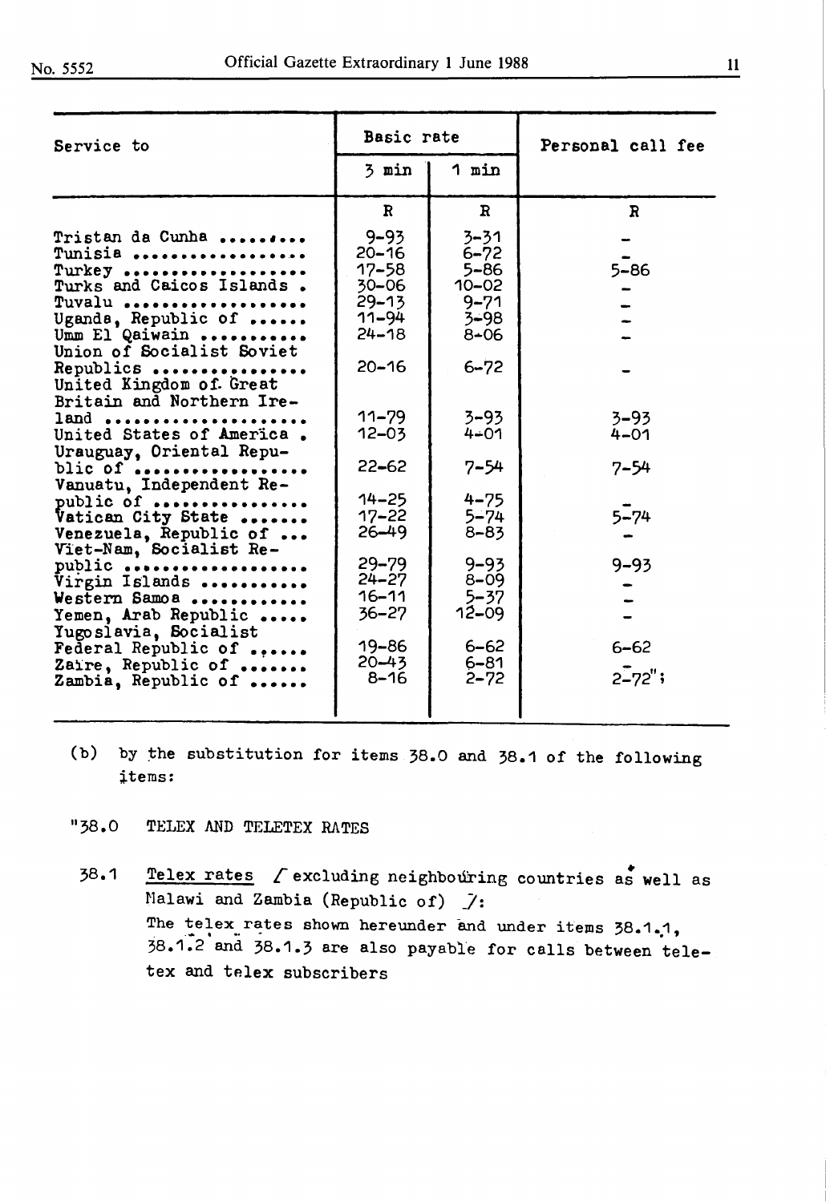| Service to | Basic rate | | Personal call fee |
|---|---|---|---|
| | 3 min | 1 min | |
| | R | R | R |
| Tristan da Cunha | 9-93 | 3-31 | - |
| Tunisia | 20-16 | 6-72 | - |
| Turkey | 17-58 | 5-86 | 5-86 |
| Turks and Caicos Islands | 30-06 | 10-02 | - |
| Tuvalu | 29-13 | 9-71 | - |
| Uganda, Republic of | 11-94 | 3-98 | - |
| Umm El Qaiwain | 24-18 | 8-06 | - |
| Union of Socialist Soviet Republics | 20-16 | 6-72 | - |
| United Kingdom of Great Britain and Northern Ireland | 11-79 | 3-93 | 3-93 |
| United States of America | 12-03 | 4-01 | 4-01 |
| Uruguay, Oriental Republic of | 22-62 | 7-54 | 7-54 |
| Vanuatu, Independent Republic of | 14-25 | 4-75 | - |
| Vatican City State | 17-22 | 5-74 | 5-74 |
| Venezuela, Republic of | 26-49 | 8-83 | - |
| Viet-Nam, Socialist Republic | 29-79 | 9-93 | 9-93 |
| Virgin Islands | 24-27 | 8-09 | - |
| Western Samoa | 16-11 | 5-37 | - |
| Yemen, Arab Republic | 36-27 | 12-09 | - |
| Yugoslavia, Socialist Federal Republic of | 19-86 | 6-62 | 6-62 |
| Zaïre, Republic of | 20-43 | 6-81 | - |
| Zambia, Republic of | 8-16 | 2-72 | 2-72"; |

(b) by the substitution for items 38.0 and 38.1 of the following items:

"38.0 TELEX AND TELETEX RATES

38.1 Telex rates [excluding neighbouring countries as well as Malawi and Zambia (Republic of)]:
The telex rates shown hereunder and under items 38.1.1, 38.1.2 and 38.1.3 are also payable for calls between teletex and telex subscribers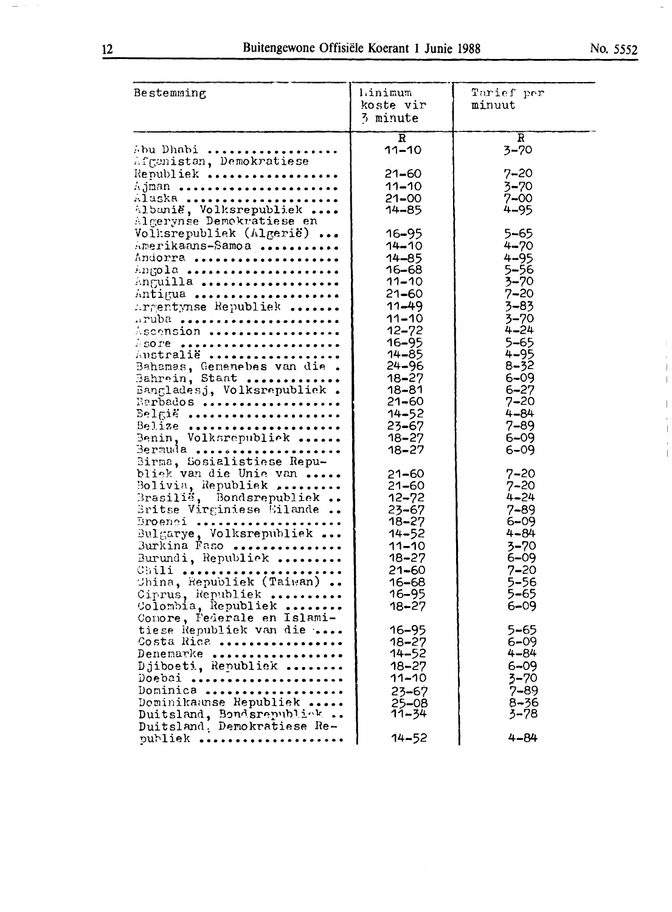| Bestemming | Minimum koste vir 3 minute | Tarief per minuut |
|---|---|---|
| | R | R |
| Abu Dhabi | 11-10 | 3-70 |
| Afganistan, Demokratiese Republiek | 21-60 | 7-20 |
| Ajman | 11-10 | 3-70 |
| Alaska | 21-00 | 7-00 |
| Albanië, Volksrepubliek | 14-85 | 4-95 |
| Algerynse Demokratiese en Volksrepubliek (Algerië) | 16-95 | 5-65 |
| Amerikaans-Samoa | 14-10 | 4-70 |
| Andorra | 14-85 | 4-95 |
| Angola | 16-68 | 5-56 |
| Anguilla | 11-10 | 3-70 |
| Antigua | 21-60 | 7-20 |
| Argentynse Republiek | 11-49 | 3-83 |
| Aruba | 11-10 | 3-70 |
| Ascension | 12-72 | 4-24 |
| Asore | 16-95 | 5-65 |
| Australië | 14-85 | 4-95 |
| Bahamas, Gemenebes van die | 24-96 | 8-32 |
| Bahrein, Staat | 18-27 | 6-09 |
| Bangladesj, Volksrepubliek | 18-81 | 6-27 |
| Barbados | 21-60 | 7-20 |
| België | 14-52 | 4-84 |
| Belize | 23-67 | 7-89 |
| Benin, Volksrepubliek | 18-27 | 6-09 |
| Bermuda | 18-27 | 6-09 |
| Birma, Sosialistiese Republiek van die Unie van | 21-60 | 7-20 |
| Bolivia, Republiek | 21-60 | 7-20 |
| Brasilië, Bondsrepubliek | 12-72 | 4-24 |
| Britse Virginiese Eilande | 23-67 | 7-89 |
| Broenei | 18-27 | 6-09 |
| Bulgarye, Volksrepubliek | 14-52 | 4-84 |
| Burkina Faso | 11-10 | 3-70 |
| Burundi, Republiek | 18-27 | 6-09 |
| Chili | 21-60 | 7-20 |
| China, Republiek (Taiwan) | 16-68 | 5-56 |
| Ciprus, Republiek | 16-95 | 5-65 |
| Colombia, Republiek | 18-27 | 6-09 |
| Comore, Federale en Islamitiese Republiek van die | 16-95 | 5-65 |
| Costa Rica | 18-27 | 6-09 |
| Denemarke | 14-52 | 4-84 |
| Djiboeti, Republiek | 18-27 | 6-09 |
| Doebai | 11-10 | 3-70 |
| Dominica | 23-67 | 7-89 |
| Dominikaanse Republiek | 25-08 | 8-36 |
| Duitsland, Bondsrepubliek | 11-34 | 3-78 |
| Duitsland, Demokratiese Republiek | 14-52 | 4-84 |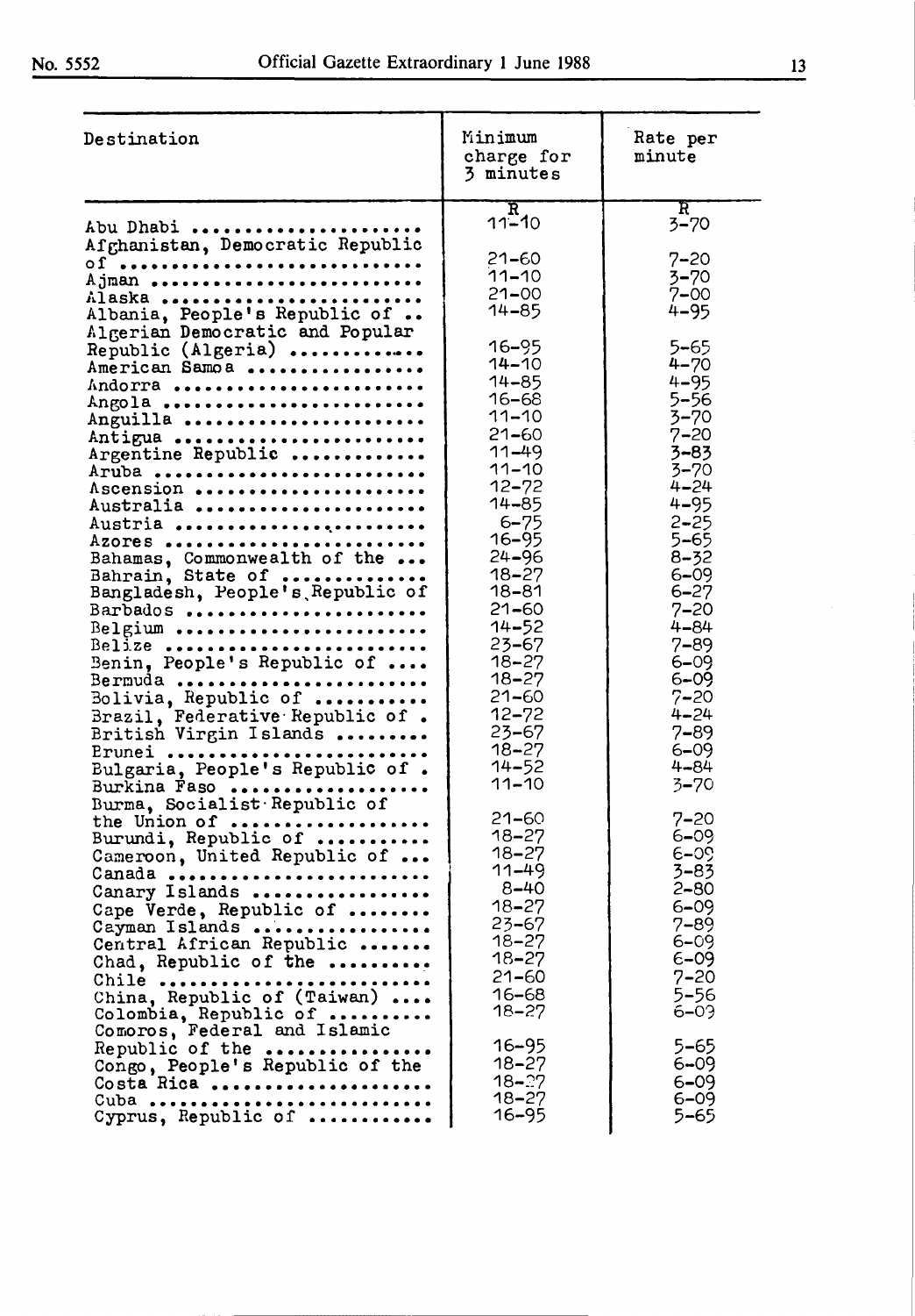| Destination | Minimum charge for 3 minutes | Rate per minute |
|---|---|---|
| | R | R |
| Abu Dhabi | 11-10 | 3-70 |
| Afghanistan, Democratic Republic of | 21-60 | 7-20 |
| Ajman | 11-10 | 3-70 |
| Alaska | 21-00 | 7-00 |
| Albania, People's Republic of | 14-85 | 4-95 |
| Algerian Democratic and Popular Republic (Algeria) | 16-95 | 5-65 |
| American Samoa | 14-10 | 4-70 |
| Andorra | 14-85 | 4-95 |
| Angola | 16-68 | 5-56 |
| Anguilla | 11-10 | 3-70 |
| Antigua | 21-60 | 7-20 |
| Argentine Republic | 11-49 | 3-83 |
| Aruba | 11-10 | 3-70 |
| Ascension | 12-72 | 4-24 |
| Australia | 14-85 | 4-95 |
| Austria | 6-75 | 2-25 |
| Azores | 16-95 | 5-65 |
| Bahamas, Commonwealth of the | 24-96 | 8-32 |
| Bahrain, State of | 18-27 | 6-09 |
| Bangladesh, People's Republic of | 18-81 | 6-27 |
| Barbados | 21-60 | 7-20 |
| Belgium | 14-52 | 4-84 |
| Belize | 23-67 | 7-89 |
| Benin, People's Republic of | 18-27 | 6-09 |
| Bermuda | 18-27 | 6-09 |
| Bolivia, Republic of | 21-60 | 7-20 |
| Brazil, Federative Republic of | 12-72 | 4-24 |
| British Virgin Islands | 23-67 | 7-89 |
| Brunei | 18-27 | 6-09 |
| Bulgaria, People's Republic of | 14-52 | 4-84 |
| Burkina Faso | 11-10 | 3-70 |
| Burma, Socialist Republic of the Union of | 21-60 | 7-20 |
| Burundi, Republic of | 18-27 | 6-09 |
| Cameroon, United Republic of | 18-27 | 6-09 |
| Canada | 11-49 | 3-83 |
| Canary Islands | 8-40 | 2-80 |
| Cape Verde, Republic of | 18-27 | 6-09 |
| Cayman Islands | 23-67 | 7-89 |
| Central African Republic | 18-27 | 6-09 |
| Chad, Republic of the | 18-27 | 6-09 |
| Chile | 21-60 | 7-20 |
| China, Republic of (Taiwan) | 16-68 | 5-56 |
| Colombia, Republic of | 18-27 | 6-09 |
| Comoros, Federal and Islamic Republic of the | 16-95 | 5-65 |
| Congo, People's Republic of the | 18-27 | 6-09 |
| Costa Rica | 18-27 | 6-09 |
| Cuba | 18-27 | 6-09 |
| Cyprus, Republic of | 16-95 | 5-65 |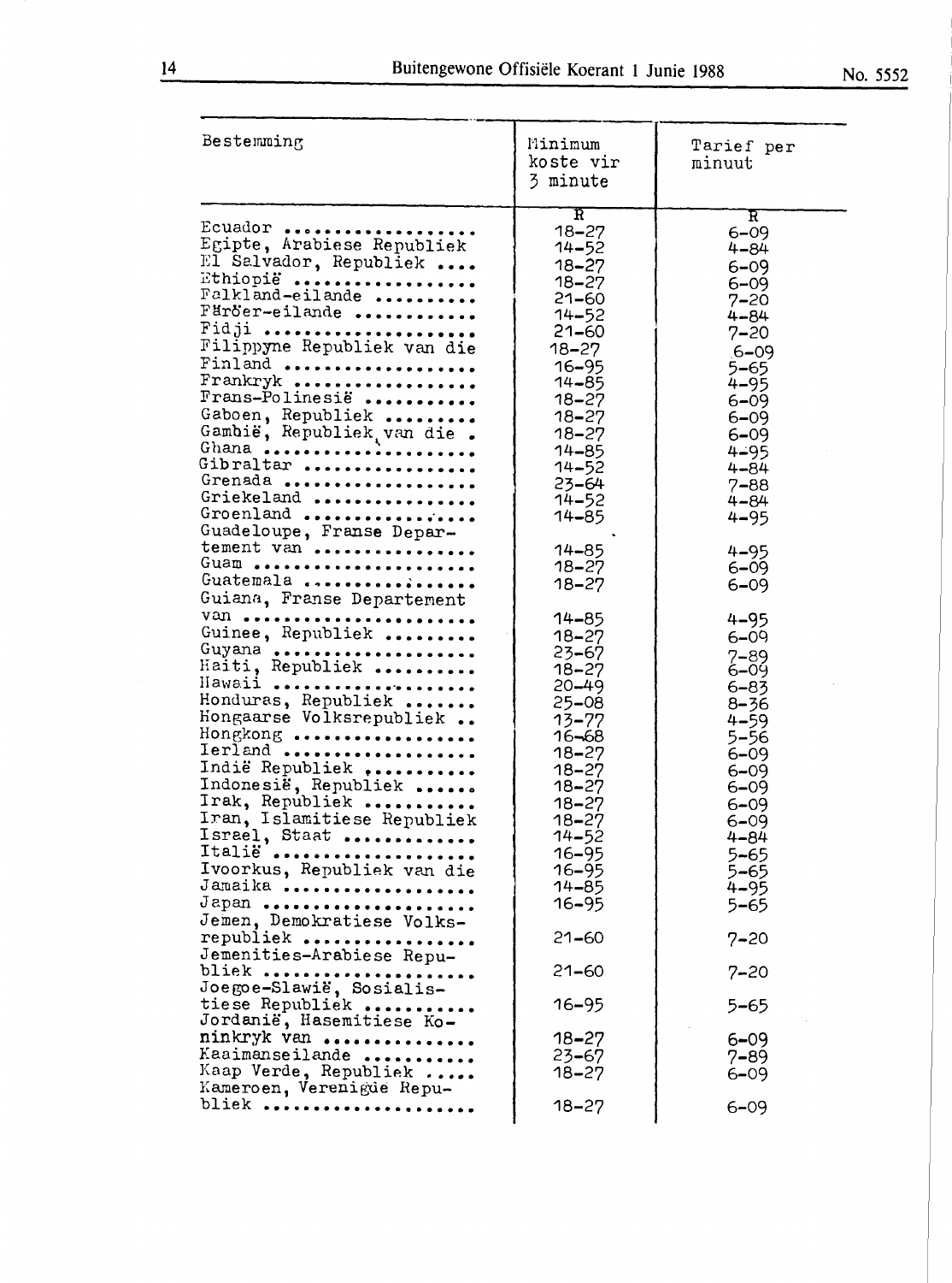| Bestemming | Minimum koste vir 3 minute | Tarief per minuut |
|---|---|---|
| | R | R |
| Ecuador | 18-27 | 6-09 |
| Egipte, Arabiese Republiek | 14-52 | 4-84 |
| El Salvador, Republiek | 18-27 | 6-09 |
| Ethiopië | 18-27 | 6-09 |
| Falkland-eilande | 21-60 | 7-20 |
| Färöer-eilande | 14-52 | 4-84 |
| Fidji | 21-60 | 7-20 |
| Filippyne Republiek van die | 18-27 | 6-09 |
| Finland | 16-95 | 5-65 |
| Frankryk | 14-85 | 4-95 |
| Frans-Polinesië | 18-27 | 6-09 |
| Gaboen, Republiek | 18-27 | 6-09 |
| Gambië, Republiek van die | 18-27 | 6-09 |
| Ghana | 14-85 | 4-95 |
| Gibraltar | 14-52 | 4-84 |
| Grenada | 23-64 | 7-88 |
| Griekeland | 14-52 | 4-84 |
| Groenland | 14-85 | 4-95 |
| Guadeloupe, Franse Departement van | 14-85 | 4-95 |
| Guam | 18-27 | 6-09 |
| Guatemala | 18-27 | 6-09 |
| Guiana, Franse Departement van | 14-85 | 4-95 |
| Guinee, Republiek | 18-27 | 6-09 |
| Guyana | 23-67 | 7-89 |
| Haiti, Republiek | 18-27 | 6-09 |
| Hawaii | 20-49 | 6-83 |
| Honduras, Republiek | 25-08 | 8-36 |
| Hongaarse Volksrepubliek | 13-77 | 4-59 |
| Hongkong | 16-68 | 5-56 |
| Ierland | 18-27 | 6-09 |
| Indië Republiek | 18-27 | 6-09 |
| Indonesië, Republiek | 18-27 | 6-09 |
| Irak, Republiek | 18-27 | 6-09 |
| Iran, Islamitiese Republiek | 18-27 | 6-09 |
| Israel, Staat | 14-52 | 4-84 |
| Italië | 16-95 | 5-65 |
| Ivoorkus, Republiek van die | 16-95 | 5-65 |
| Jamaika | 14-85 | 4-95 |
| Japan | 16-95 | 5-65 |
| Jemen, Demokratiese Volksrepubliek | 21-60 | 7-20 |
| Jemenities-Arabiese Republiek | 21-60 | 7-20 |
| Joegoe-Slawië, Sosialistiese Republiek | 16-95 | 5-65 |
| Jordanië, Hasemitiese Koninkryk van | 18-27 | 6-09 |
| Kaaimanseilande | 23-67 | 7-89 |
| Kaap Verde, Republiek | 18-27 | 6-09 |
| Kameroen, Verenigde Republiek | 18-27 | 6-09 |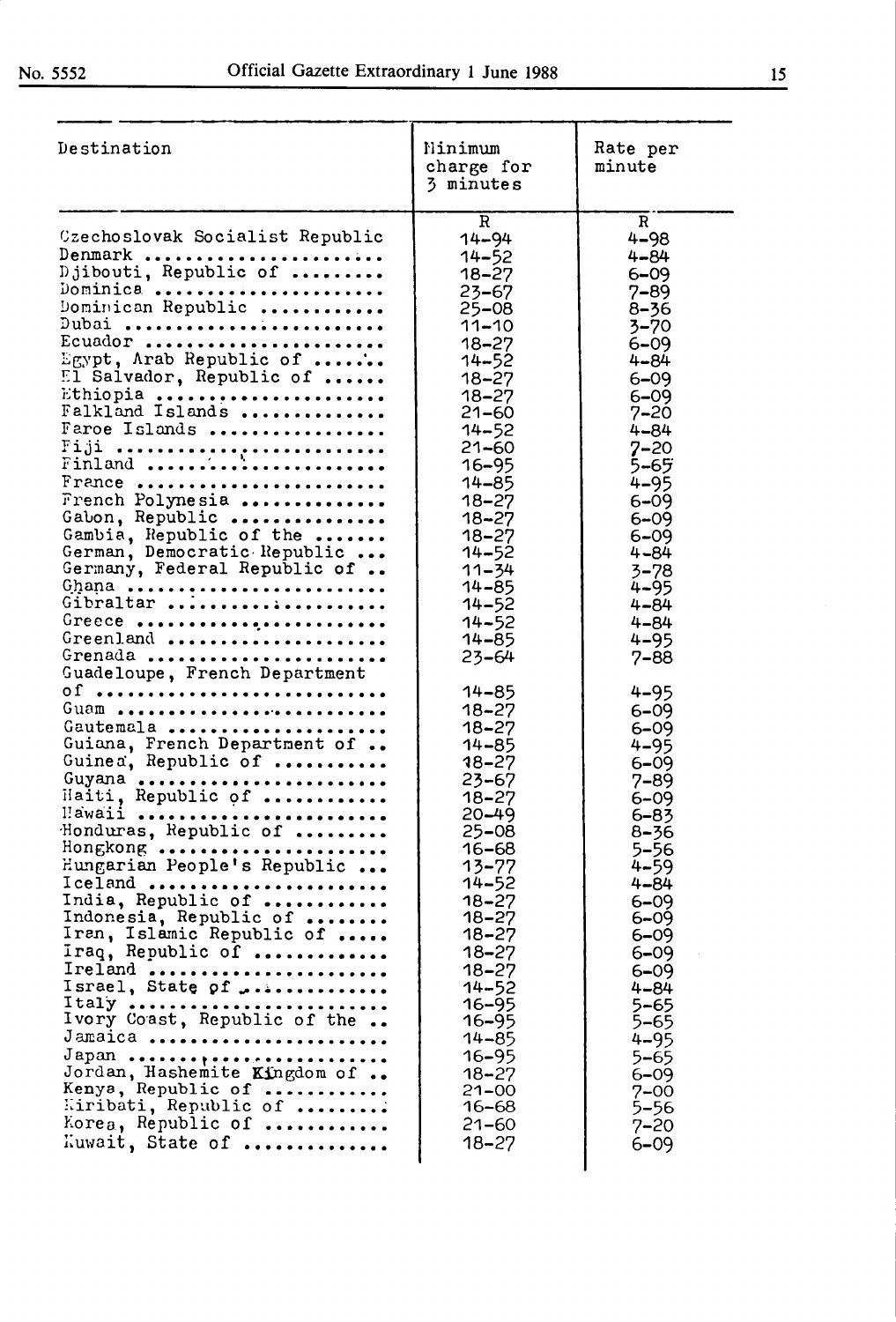| Destination | Minimum charge for 3 minutes | Rate per minute |
| --- | --- | --- |
| | R | R |
| Czechoslovak Socialist Republic | 14-94 | 4-98 |
| Denmark | 14-52 | 4-84 |
| Djibouti, Republic of | 18-27 | 6-09 |
| Dominica | 23-67 | 7-89 |
| Dominican Republic | 25-08 | 8-36 |
| Dubai | 11-10 | 3-70 |
| Ecuador | 18-27 | 6-09 |
| Egypt, Arab Republic of | 14-52 | 4-84 |
| El Salvador, Republic of | 18-27 | 6-09 |
| Ethiopia | 18-27 | 6-09 |
| Falkland Islands | 21-60 | 7-20 |
| Faroe Islands | 14-52 | 4-84 |
| Fiji | 21-60 | 7-20 |
| Finland | 16-95 | 5-65 |
| France | 14-85 | 4-95 |
| French Polynesia | 18-27 | 6-09 |
| Gabon, Republic | 18-27 | 6-09 |
| Gambia, Republic of the | 18-27 | 6-09 |
| German, Democratic Republic | 14-52 | 4-84 |
| Germany, Federal Republic of | 11-34 | 3-78 |
| Ghana | 14-85 | 4-95 |
| Gibraltar | 14-52 | 4-84 |
| Greece | 14-52 | 4-84 |
| Greenland | 14-85 | 4-95 |
| Grenada | 23-64 | 7-88 |
| Guadeloupe, French Department of | 14-85 | 4-95 |
| Guam | 18-27 | 6-09 |
| Gautemala | 18-27 | 6-09 |
| Guiana, French Department of | 14-85 | 4-95 |
| Guinea, Republic of | 18-27 | 6-09 |
| Guyana | 23-67 | 7-89 |
| Haiti, Republic of | 18-27 | 6-09 |
| Hawaii | 20-49 | 6-83 |
| Honduras, Republic of | 25-08 | 8-36 |
| Hongkong | 16-68 | 5-56 |
| Hungarian People's Republic | 13-77 | 4-59 |
| Iceland | 14-52 | 4-84 |
| India, Republic of | 18-27 | 6-09 |
| Indonesia, Republic of | 18-27 | 6-09 |
| Iran, Islamic Republic of | 18-27 | 6-09 |
| Iraq, Republic of | 18-27 | 6-09 |
| Ireland | 18-27 | 6-09 |
| Israel, State of | 14-52 | 4-84 |
| Italy | 16-95 | 5-65 |
| Ivory Coast, Republic of the | 16-95 | 5-65 |
| Jamaica | 14-85 | 4-95 |
| Japan | 16-95 | 5-65 |
| Jordan, Hashemite Kingdom of | 18-27 | 6-09 |
| Kenya, Republic of | 21-00 | 7-00 |
| Kiribati, Republic of | 16-68 | 5-56 |
| Korea, Republic of | 21-60 | 7-20 |
| Kuwait, State of | 18-27 | 6-09 |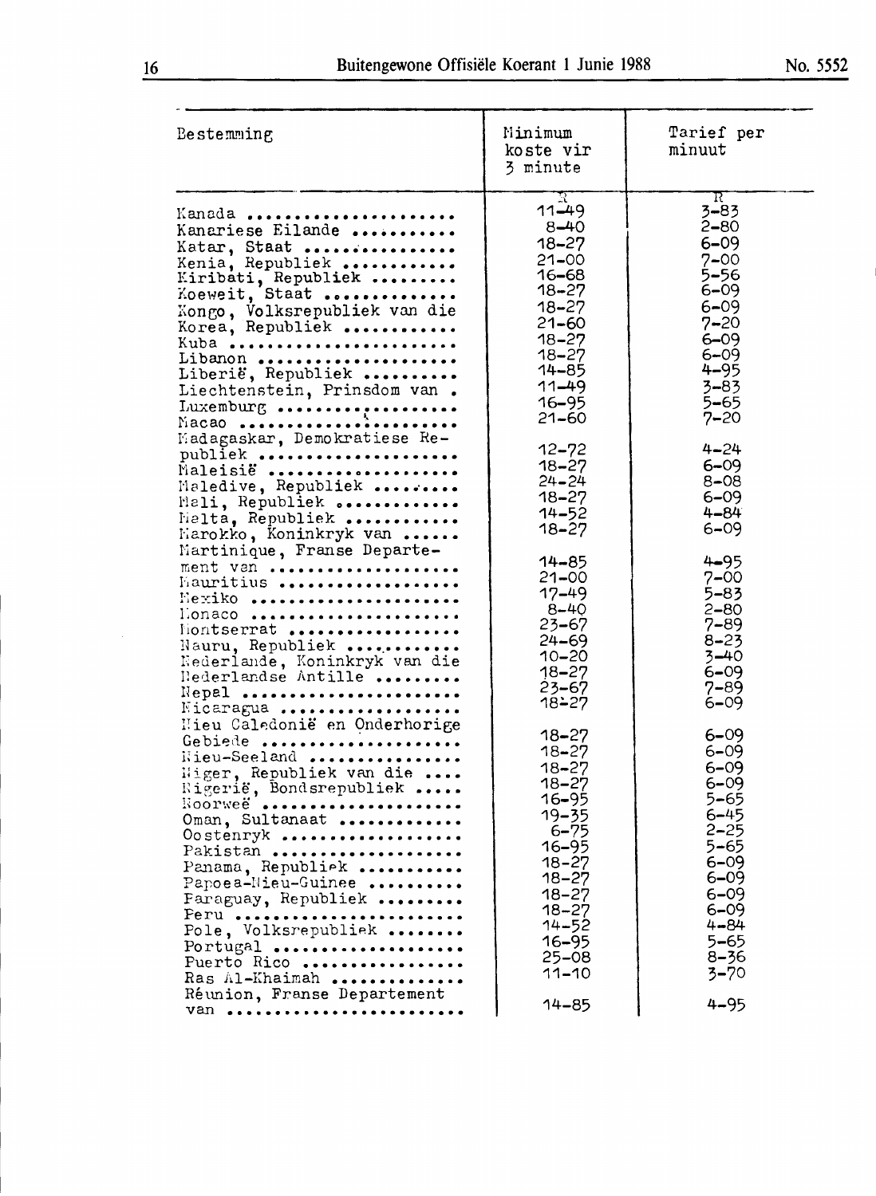| Bestemming | Minimum koste vir 3 minute | Tarief per minuut |
|---|---|---|
| | R | R |
| Kanada | 11-49 | 3-83 |
| Kanariese Eilande | 8-40 | 2-80 |
| Katar, Staat | 18-27 | 6-09 |
| Kenia, Republiek | 21-00 | 7-00 |
| Kiribati, Republiek | 16-68 | 5-56 |
| Koeweit, Staat | 18-27 | 6-09 |
| Kongo, Volksrepubliek van die | 18-27 | 6-09 |
| Korea, Republiek | 21-60 | 7-20 |
| Kuba | 18-27 | 6-09 |
| Libanon | 18-27 | 6-09 |
| Liberië, Republiek | 14-85 | 4-95 |
| Liechtenstein, Prinsdom van | 11-49 | 3-83 |
| Luxemburg | 16-95 | 5-65 |
| Macao | 21-60 | 7-20 |
| Madagaskar, Demokratiese Republiek | 12-72 | 4-24 |
| Maleisië | 18-27 | 6-09 |
| Maledive, Republiek | 24-24 | 8-08 |
| Mali, Republiek | 18-27 | 6-09 |
| Malta, Republiek | 14-52 | 4-84 |
| Marokko, Koninkryk van | 18-27 | 6-09 |
| Martinique, Franse Departement van | 14-85 | 4-95 |
| Mauritius | 21-00 | 7-00 |
| Mexiko | 17-49 | 5-83 |
| Monaco | 8-40 | 2-80 |
| Montserrat | 23-67 | 7-89 |
| Nauru, Republiek | 24-69 | 8-23 |
| Nederlande, Koninkryk van die | 10-20 | 3-40 |
| Nederlandse Antille | 18-27 | 6-09 |
| Nepal | 23-67 | 7-89 |
| Nicaragua | 18-27 | 6-09 |
| Nieu Caledonië en Onderhorige Gebiede | 18-27 | 6-09 |
| Nieu-Seeland | 18-27 | 6-09 |
| Niger, Republiek van die | 18-27 | 6-09 |
| Nigerië, Bondsrepubliek | 18-27 | 6-09 |
| Noorweë | 16-95 | 5-65 |
| Oman, Sultanaat | 19-35 | 6-45 |
| Oostenryk | 6-75 | 2-25 |
| Pakistan | 16-95 | 5-65 |
| Panama, Republiek | 18-27 | 6-09 |
| Papoea-Nieu-Guinee | 18-27 | 6-09 |
| Paraguay, Republiek | 18-27 | 6-09 |
| Peru | 18-27 | 6-09 |
| Pole, Volksrepubliek | 14-52 | 4-84 |
| Portugal | 16-95 | 5-65 |
| Puerto Rico | 25-08 | 8-36 |
| Ras Al-Khaimah | 11-10 | 3-70 |
| Réunion, Franse Departement van | 14-85 | 4-95 |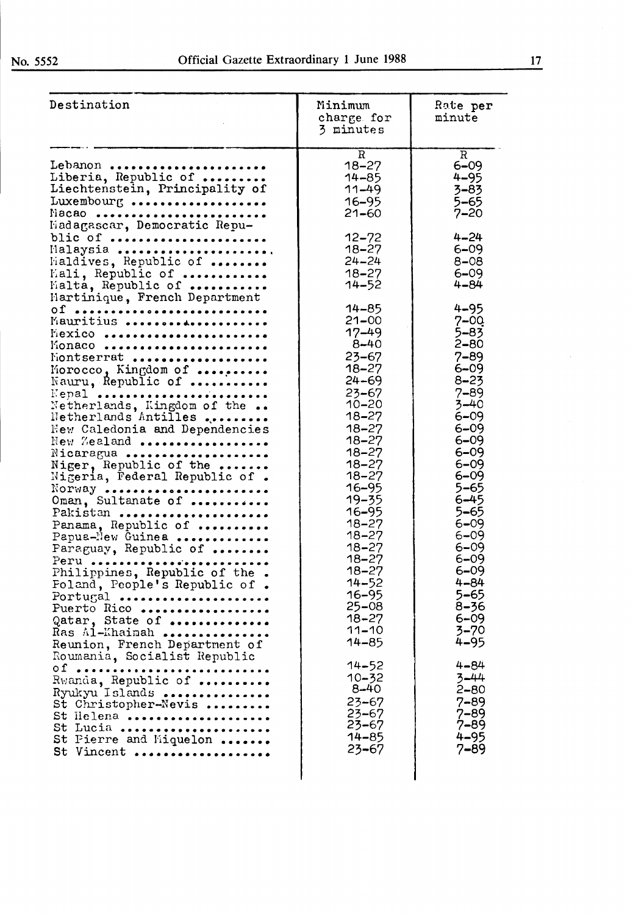| Destination | Minimum charge for 3 minutes | Rate per minute |
|---|---|---|
| | R | R |
| Lebanon ...................... | 18-27 | 6-09 |
| Liberia, Republic of .......... | 14-85 | 4-95 |
| Liechtenstein, Principality of | 11-49 | 3-83 |
| Luxembourg .................. | 16-95 | 5-65 |
| Macao ........................ | 21-60 | 7-20 |
| Madagascar, Democratic Republic of ...................... | 12-72 | 4-24 |
| Malaysia ..................... | 18-27 | 6-09 |
| Maldives, Republic of ........ | 24-24 | 8-08 |
| Mali, Republic of ............ | 18-27 | 6-09 |
| Malta, Republic of ........... | 14-52 | 4-84 |
| Martinique, French Department of ........................... | 14-85 | 4-95 |
| Mauritius .................... | 21-00 | 7-00 |
| Mexico ....................... | 17-49 | 5-83 |
| Monaco ....................... | 8-40 | 2-80 |
| Montserrat ................... | 23-67 | 7-89 |
| Morocco, Kingdom of .......... | 18-27 | 6-09 |
| Nauru, Republic of ........... | 24-69 | 8-23 |
| Nepal ........................ | 23-67 | 7-89 |
| Netherlands, Kingdom of the .. | 10-20 | 3-40 |
| Netherlands Antilles ......... | 18-27 | 6-09 |
| New Caledonia and Dependencies | 18-27 | 6-09 |
| New Zealand .................. | 18-27 | 6-09 |
| Nicaragua .................... | 18-27 | 6-09 |
| Niger, Republic of the ....... | 18-27 | 6-09 |
| Nigeria, Federal Republic of . | 18-27 | 6-09 |
| Norway ....................... | 16-95 | 5-65 |
| Oman, Sultanate of ........... | 19-35 | 6-45 |
| Pakistan ..................... | 16-95 | 5-65 |
| Panama, Republic of .......... | 18-27 | 6-09 |
| Papua-New Guinea ............. | 18-27 | 6-09 |
| Paraguay, Republic of ........ | 18-27 | 6-09 |
| Peru ......................... | 18-27 | 6-09 |
| Philippines, Republic of the . | 18-27 | 6-09 |
| Poland, People's Republic of . | 14-52 | 4-84 |
| Portugal ..................... | 16-95 | 5-65 |
| Puerto Rico .................. | 25-08 | 8-36 |
| Qatar, State of .............. | 18-27 | 6-09 |
| Ras Al-Khaimah ............... | 11-10 | 3-70 |
| Reunion, French Department of | 14-85 | 4-95 |
| Roumania, Socialist Republic of ........................... | 14-52 | 4-84 |
| Rwanda, Republic of .......... | 10-32 | 3-44 |
| Ryukyu Islands ............... | 8-40 | 2-80 |
| St Christopher-Nevis ......... | 23-67 | 7-89 |
| St Helena .................... | 23-67 | 7-89 |
| St Lucia ..................... | 23-67 | 7-89 |
| St Pierre and Miquelon ....... | 14-85 | 4-95 |
| St Vincent ................... | 23-67 | 7-89 |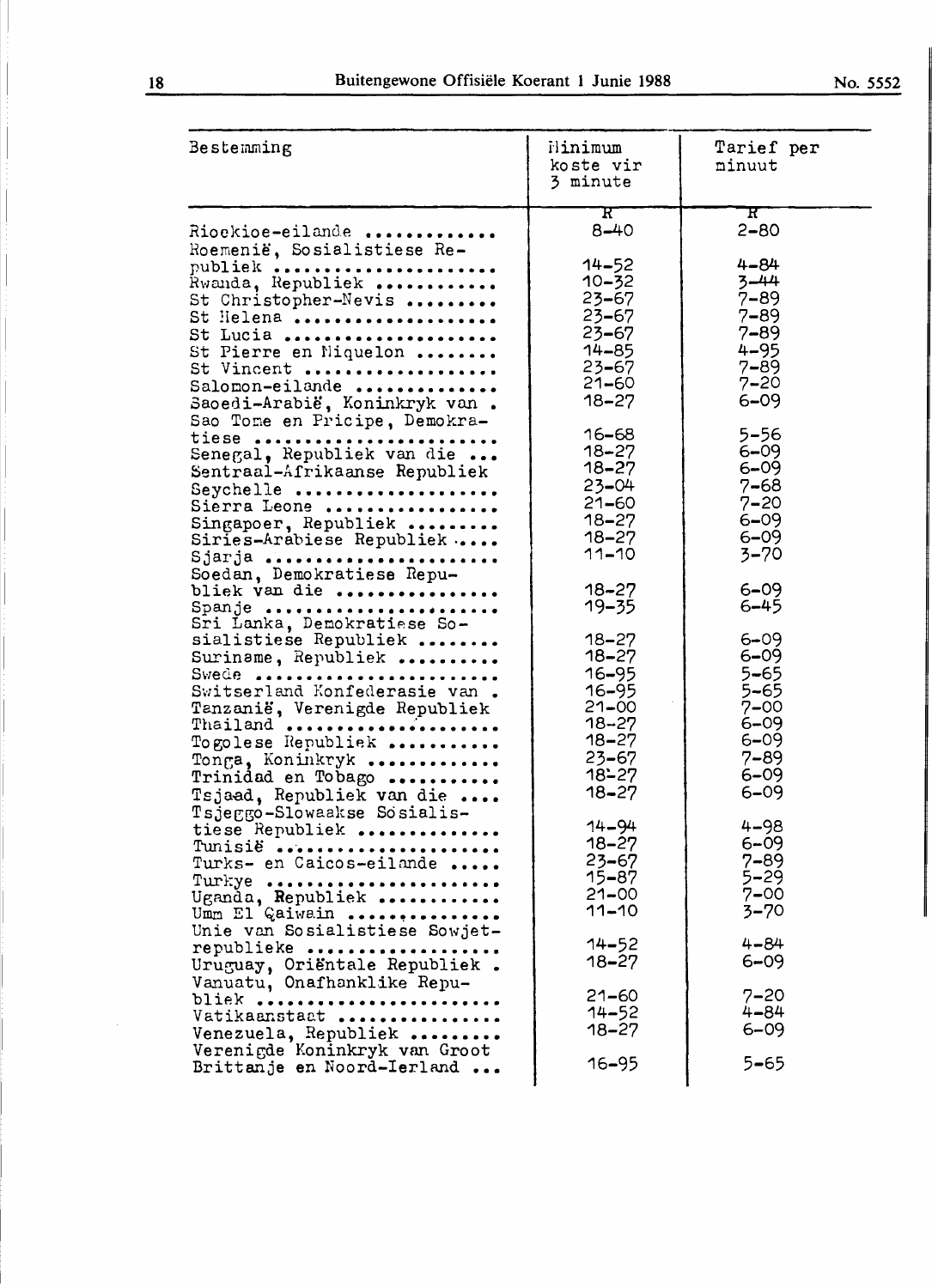| Bestemming | Minimum koste vir 3 minute | Tarief per minuut |
|---|---|---|
| | R | R |
| Riockioe-eilande | 8-40 | 2-80 |
| Roemenië, Sosialistiese Republiek | 14-52 | 4-84 |
| Rwanda, Republiek | 10-32 | 3-44 |
| St Christopher-Nevis | 23-67 | 7-89 |
| St Helena | 23-67 | 7-89 |
| St Lucia | 23-67 | 7-89 |
| St Pierre en Miquelon | 14-85 | 4-95 |
| St Vincent | 23-67 | 7-89 |
| Salomon-eilande | 21-60 | 7-20 |
| Saoedi-Arabië, Koninkryk van | 18-27 | 6-09 |
| Sao Tome en Pricipe, Demokratiese | 16-68 | 5-56 |
| Senegal, Republiek van die | 18-27 | 6-09 |
| Sentraal-Afrikaanse Republiek | 18-27 | 6-09 |
| Seychelle | 23-04 | 7-68 |
| Sierra Leone | 21-60 | 7-20 |
| Singapoer, Republiek | 18-27 | 6-09 |
| Siries-Arabiese Republiek | 18-27 | 6-09 |
| Sjarja | 11-10 | 3-70 |
| Soedan, Demokratiese Republiek van die | 18-27 | 6-09 |
| Spanje | 19-35 | 6-45 |
| Sri Lanka, Demokratiese Sosialistiese Republiek | 18-27 | 6-09 |
| Suriname, Republiek | 18-27 | 6-09 |
| Swede | 16-95 | 5-65 |
| Switserland Konfederasie van | 16-95 | 5-65 |
| Tanzanië, Verenigde Republiek | 21-00 | 7-00 |
| Thailand | 18-27 | 6-09 |
| Togolese Republiek | 18-27 | 6-09 |
| Tonga, Koninkryk | 23-67 | 7-89 |
| Trinidad en Tobago | 18-27 | 6-09 |
| Tsjaad, Republiek van die | 18-27 | 6-09 |
| Tsjeggo-Slowaakse Sosialistiese Republiek | 14-94 | 4-98 |
| Tunisië | 18-27 | 6-09 |
| Turks- en Caicos-eilande | 23-67 | 7-89 |
| Turkye | 15-87 | 5-29 |
| Uganda, Republiek | 21-00 | 7-00 |
| Umm El Qaiwain | 11-10 | 3-70 |
| Unie van Sosialistiese Sowjetrepublieke | 14-52 | 4-84 |
| Uruguay, Oriëntale Republiek | 18-27 | 6-09 |
| Vanuatu, Onafhanklike Republiek | 21-60 | 7-20 |
| Vatikaanstaat | 14-52 | 4-84 |
| Venezuela, Republiek | 18-27 | 6-09 |
| Verenigde Koninkryk van Groot Brittanje en Noord-Ierland | 16-95 | 5-65 |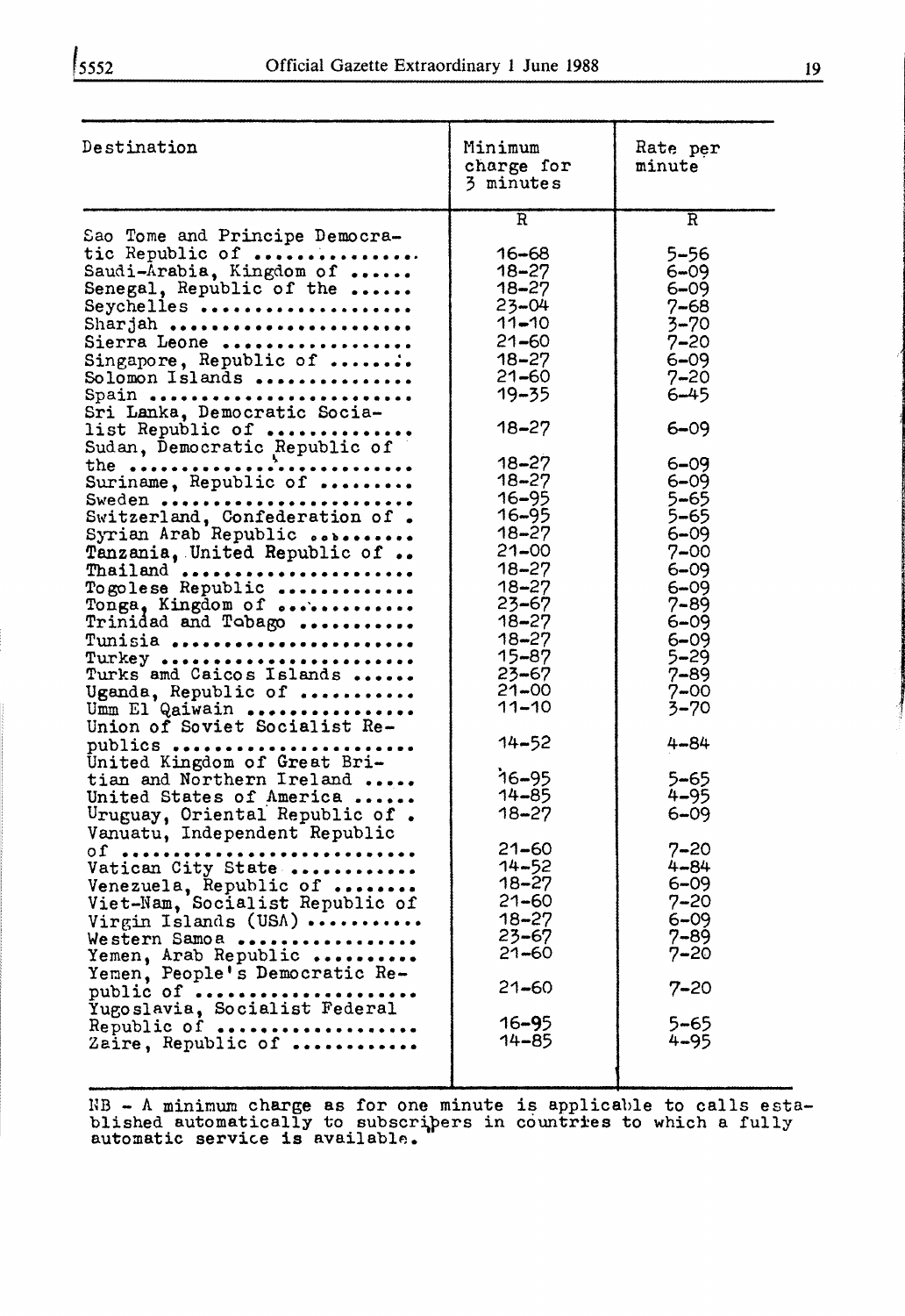| Destination | Minimum charge for 3 minutes | Rate per minute |
|---|---|---|
| | R | R |
| Sao Tome and Principe Democratic Republic of | 16-68 | 5-56 |
| Saudi-Arabia, Kingdom of | 18-27 | 6-09 |
| Senegal, Republic of the | 18-27 | 6-09 |
| Seychelles | 23-04 | 7-68 |
| Sharjah | 11-10 | 3-70 |
| Sierra Leone | 21-60 | 7-20 |
| Singapore, Republic of | 18-27 | 6-09 |
| Solomon Islands | 21-60 | 7-20 |
| Spain | 19-35 | 6-45 |
| Sri Lanka, Democratic Socialist Republic of | 18-27 | 6-09 |
| Sudan, Democratic Republic of the | 18-27 | 6-09 |
| Suriname, Republic of | 18-27 | 6-09 |
| Sweden | 16-95 | 5-65 |
| Switzerland, Confederation of | 16-95 | 5-65 |
| Syrian Arab Republic | 18-27 | 6-09 |
| Tanzania, United Republic of | 21-00 | 7-00 |
| Thailand | 18-27 | 6-09 |
| Togolese Republic | 18-27 | 6-09 |
| Tonga, Kingdom of | 23-67 | 7-89 |
| Trinidad and Tobago | 18-27 | 6-09 |
| Tunisia | 18-27 | 6-09 |
| Turkey | 15-87 | 5-29 |
| Turks amd Caicos Islands | 23-67 | 7-89 |
| Uganda, Republic of | 21-00 | 7-00 |
| Umm El Qaiwain | 11-10 | 3-70 |
| Union of Soviet Socialist Republics | 14-52 | 4-84 |
| United Kingdom of Great Britian and Northern Ireland | 16-95 | 5-65 |
| United States of America | 14-85 | 4-95 |
| Uruguay, Oriental Republic of | 18-27 | 6-09 |
| Vanuatu, Independent Republic of | 21-60 | 7-20 |
| Vatican City State | 14-52 | 4-84 |
| Venezuela, Republic of | 18-27 | 6-09 |
| Viet-Nam, Socialist Republic of | 21-60 | 7-20 |
| Virgin Islands (USA) | 18-27 | 6-09 |
| Western Samoa | 23-67 | 7-89 |
| Yemen, Arab Republic | 21-60 | 7-20 |
| Yemen, People's Democratic Republic of | 21-60 | 7-20 |
| Yugoslavia, Socialist Federal Republic of | 16-95 | 5-65 |
| Zaire, Republic of | 14-85 | 4-95 |

NB - A minimum charge as for one minute is applicable to calls established automatically to subscribers in countries to which a fully automatic service is available.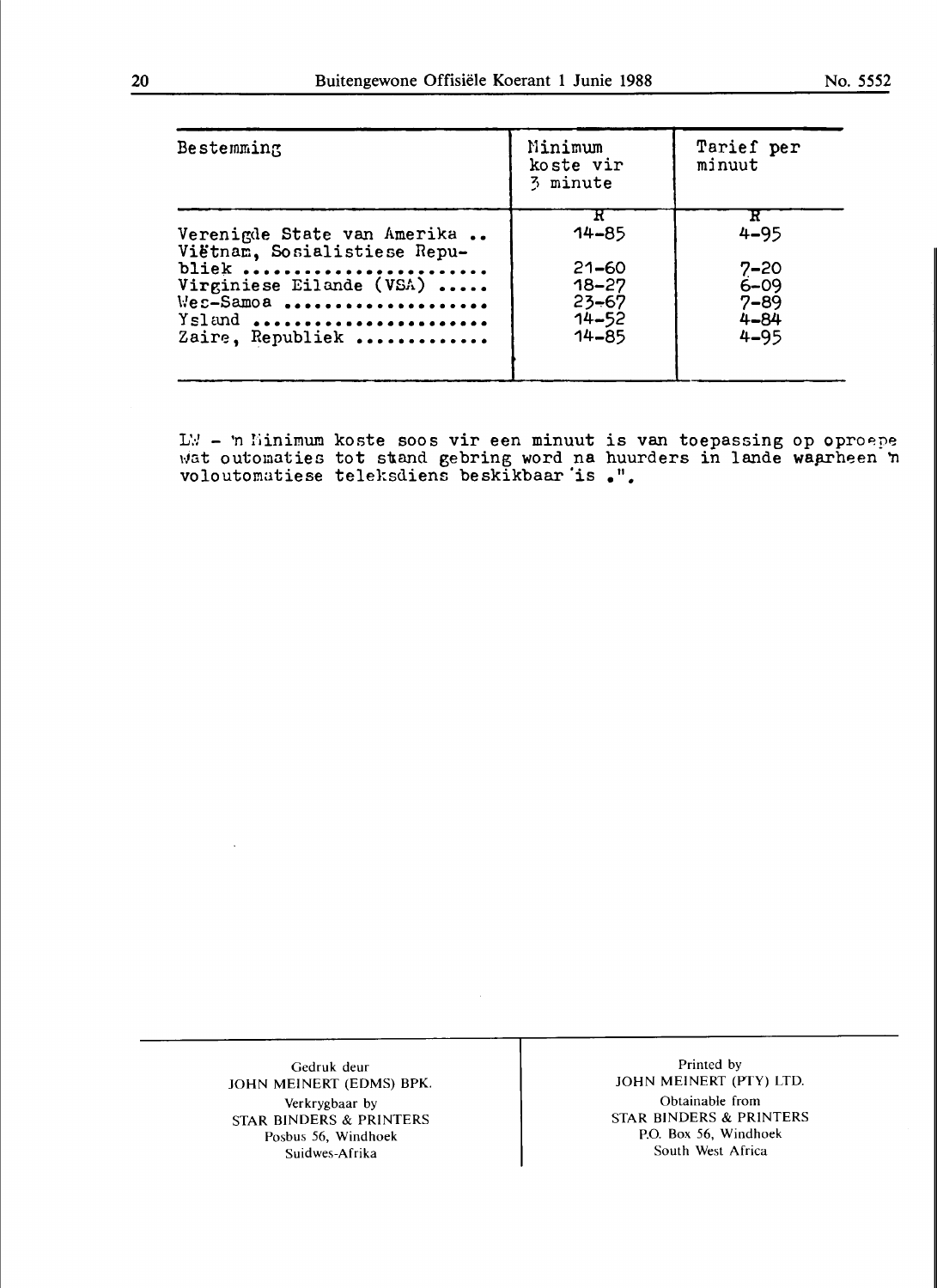| Bestemming | Minimum koste vir 3 minute | Tarief per minuut |
|---|---|---|
| | R | R |
| Verenigde State van Amerika .. | 14-85 | 4-95 |
| Viëtnam, Sosialistiese Republiek ........................ | 21-60 | 7-20 |
| Virginiese Eilande (VSA) ..... | 18-27 | 6-09 |
| Wes-Samoa .................... | 23-67 | 7-89 |
| Ysland ........................ | 14-52 | 4-84 |
| Zaire, Republiek ............. | 14-85 | 4-95 |

LW - 'n Minimum koste soos vir een minuut is van toepassing op oproepe wat outomaties tot stand gebring word na huurders in lande waarheen 'n voloutomatiese teleksdiens beskikbaar is .".

Gedruk deur
JOHN MEINERT (EDMS) BPK.
Verkrygbaar by
STAR BINDERS & PRINTERS
Posbus 56, Windhoek
Suidwes-Afrika

Printed by
JOHN MEINERT (PTY) LTD.
Obtainable from
STAR BINDERS & PRINTERS
P.O. Box 56, Windhoek
South West Africa